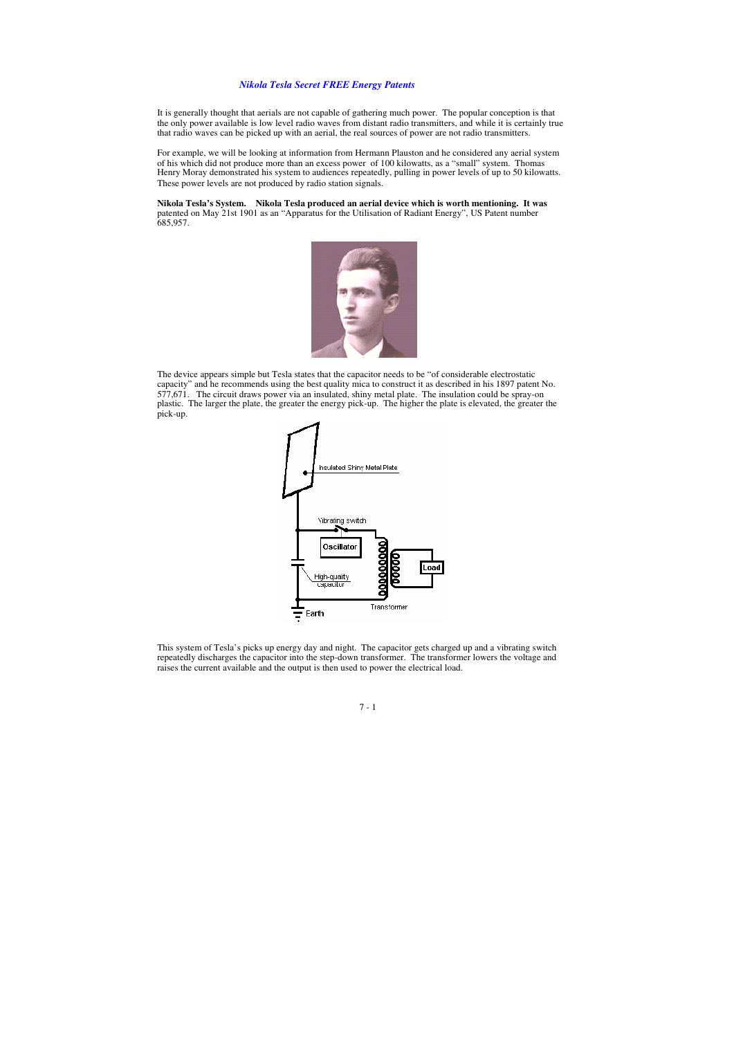# *Nikola Tesla Secret FREE Energy Patents*

It is generally thought that aerials are not capable of gathering much power. The popular conception is that the only power available is low level radio waves from distant radio transmitters, and while it is certainly true that radio waves can be picked up with an aerial, the real sources of power are not radio transmitters.

For example, we will be looking at information from Hermann Plauston and he considered any aerial system of his which did not produce more than an excess power of 100 kilowatts, as a "small" system. Thomas Henry Moray demonstrated his system to audiences repeatedly, pulling in power levels of up to 50 kilowatts. These power levels are not produced by radio station signals.

**Nikola Tesla's System. Nikola Tesla produced an aerial device which is worth mentioning. It was** patented on May 21st 1901 as an "Apparatus for the Utilisation of Radiant Energy", US Patent number 685,957.

The device appears simple but Tesla states that the capacitor needs to be "of considerable electrostatic capacity" and he recommends using the best quality mica to construct it as described in his 1897 patent No. 577,671. The circuit draws power via an insulated, shiny metal plate. The insulation could be spray-on plastic. The larger the plate, the greater the energy pick-up. The higher the plate is elevated, the greater the pick-up.

This system of Tesla's picks up energy day and night. The capacitor gets charged up and a vibrating switch repeatedly discharges the capacitor into the step-down transformer. The transformer lowers the voltage and raises the current available and the output is then used to power the electrical load.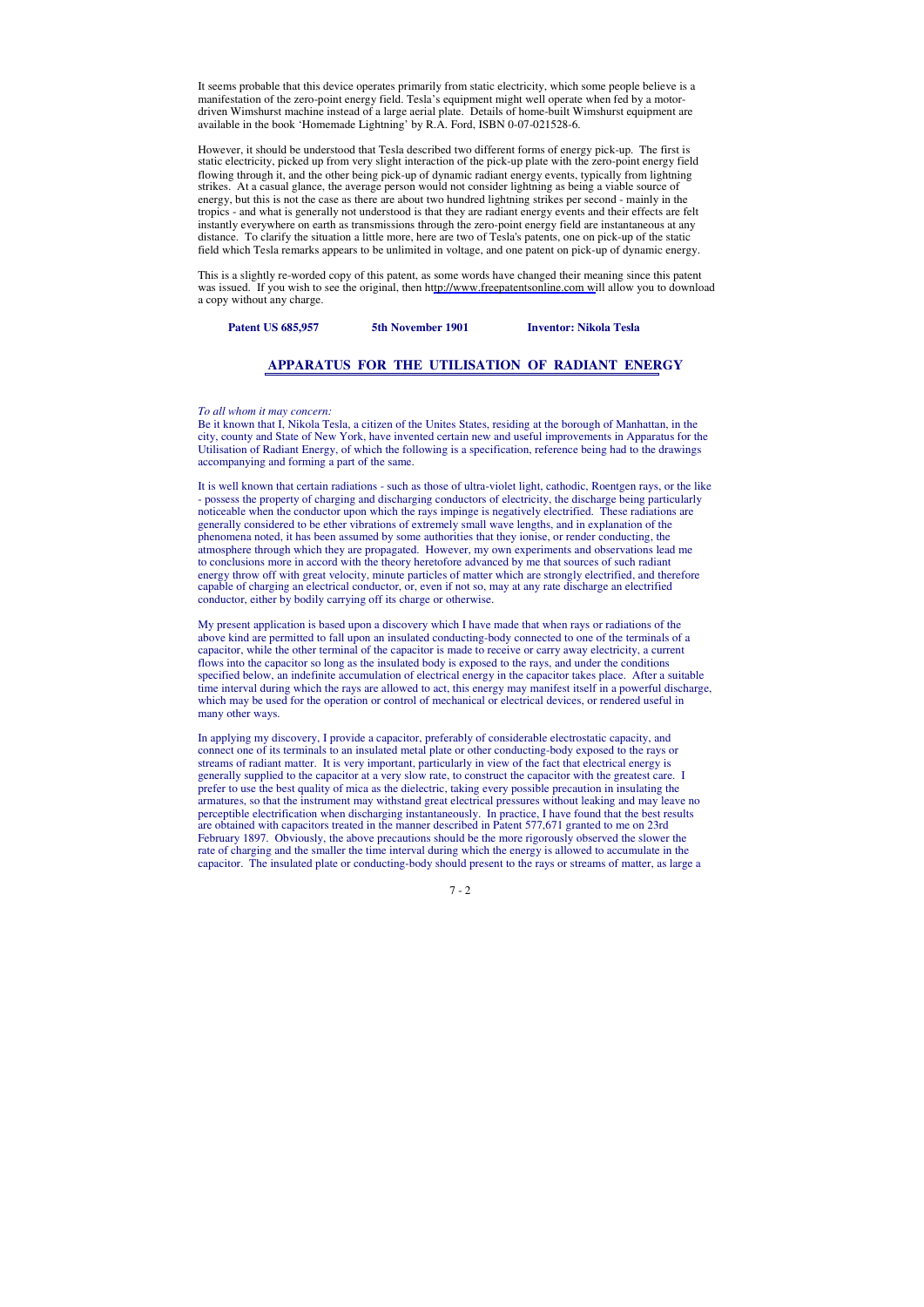It seems probable that this device operates primarily from static electricity, which some people believe is a manifestation of the zero-point energy field. Tesla's equipment might well operate when fed by a motor-driven Wimshurst machine instead of a large aerial plate. Details of home-built Wimshurst equipment are available in the book 'Homemade Lightning' by R.A. Ford, ISBN 0-07-021528-6.

However, it should be understood that Tesla described two different forms of energy pick-up. The first is static electricity, picked up from very slight interaction of the pick-up plate with the zero-point energy field flowing through it, and the other being pick-up of dynamic radiant energy events, typically from lightning strikes. At a casual glance, the average person would not consider lightning as being a viable source of energy, but this is not the case as there are about two hundred lightning strikes per second - mainly in the tropics - and what is generally not understood is that they are radiant energy events and their effects are felt instantly everywhere on earth as transmissions through the zero-point energy field are instantaneous at any distance. To clarify the situation a little more, here are two of Tesla's patents, one on pick-up of the static field which Tesla remarks appears to be unlimited in voltage, and one patent on pick-up of dynamic energy.

This is a slightly re-worded copy of this patent, as some words have changed their meaning since this patent was issued. If you wish to see the original, then http://www.freepatentsonline.com will allow you to download a copy without any charge.

**Patent US 685,957** **5th November 1901** **Inventor: Nikola Tesla**

## APPARATUS FOR THE UTILISATION OF RADIANT ENERGY

*To all whom it may concern:*
Be it known that I, Nikola Tesla, a citizen of the Unites States, residing at the borough of Manhattan, in the city, county and State of New York, have invented certain new and useful improvements in Apparatus for the Utilisation of Radiant Energy, of which the following is a specification, reference being had to the drawings accompanying and forming a part of the same.

It is well known that certain radiations - such as those of ultra-violet light, cathodic, Roentgen rays, or the like - possess the property of charging and discharging conductors of electricity, the discharge being particularly noticeable when the conductor upon which the rays impinge is negatively electrified. These radiations are generally considered to be ether vibrations of extremely small wave lengths, and in explanation of the phenomena noted, it has been assumed by some authorities that they ionise, or render conducting, the atmosphere through which they are propagated. However, my own experiments and observations lead me to conclusions more in accord with the theory heretofore advanced by me that sources of such radiant energy throw off with great velocity, minute particles of matter which are strongly electrified, and therefore capable of charging an electrical conductor, or, even if not so, may at any rate discharge an electrified conductor, either by bodily carrying off its charge or otherwise.

My present application is based upon a discovery which I have made that when rays or radiations of the above kind are permitted to fall upon an insulated conducting-body connected to one of the terminals of a capacitor, while the other terminal of the capacitor is made to receive or carry away electricity, a current flows into the capacitor so long as the insulated body is exposed to the rays, and under the conditions specified below, an indefinite accumulation of electrical energy in the capacitor takes place. After a suitable time interval during which the rays are allowed to act, this energy may manifest itself in a powerful discharge, which may be used for the operation or control of mechanical or electrical devices, or rendered useful in many other ways.

In applying my discovery, I provide a capacitor, preferably of considerable electrostatic capacity, and connect one of its terminals to an insulated metal plate or other conducting-body exposed to the rays or streams of radiant matter. It is very important, particularly in view of the fact that electrical energy is generally supplied to the capacitor at a very slow rate, to construct the capacitor with the greatest care. I prefer to use the best quality of mica as the dielectric, taking every possible precaution in insulating the armatures, so that the instrument may withstand great electrical pressures without leaking and may leave no perceptible electrification when discharging instantaneously. In practice, I have found that the best results are obtained with capacitors treated in the manner described in Patent 577,671 granted to me on 23rd February 1897. Obviously, the above precautions should be the more rigorously observed the slower the rate of charging and the smaller the time interval during which the energy is allowed to accumulate in the capacitor. The insulated plate or conducting-body should present to the rays or streams of matter, as large a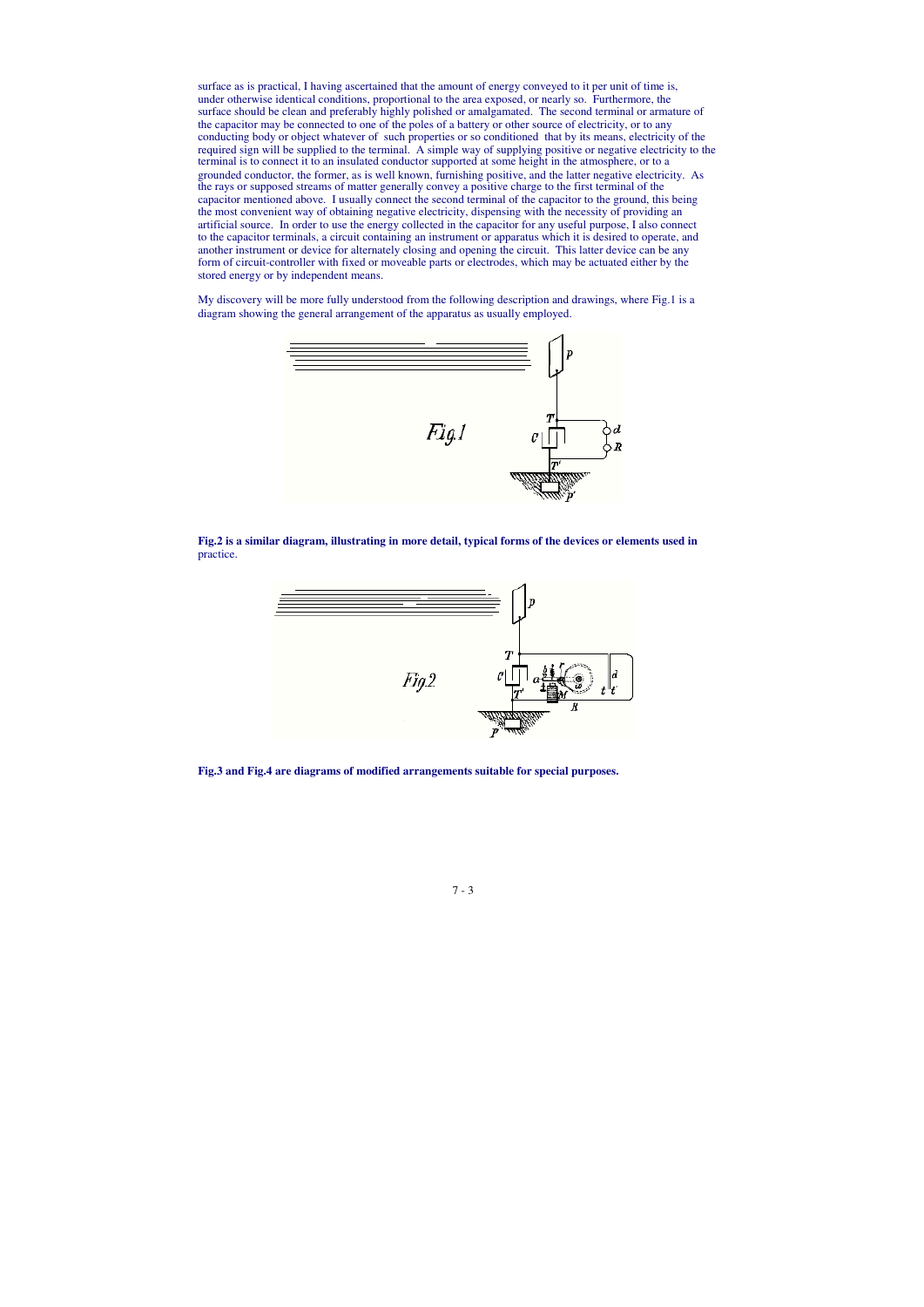surface as is practical, I having ascertained that the amount of energy conveyed to it per unit of time is, under otherwise identical conditions, proportional to the area exposed, or nearly so. Furthermore, the surface should be clean and preferably highly polished or amalgamated. The second terminal or armature of the capacitor may be connected to one of the poles of a battery or other source of electricity, or to any conducting body or object whatever of such properties or so conditioned that by its means, electricity of the required sign will be supplied to the terminal. A simple way of supplying positive or negative electricity to the terminal is to connect it to an insulated conductor supported at some height in the atmosphere, or to a grounded conductor, the former, as is well known, furnishing positive, and the latter negative electricity. As the rays or supposed streams of matter generally convey a positive charge to the first terminal of the capacitor mentioned above. I usually connect the second terminal of the capacitor to the ground, this being the most convenient way of obtaining negative electricity, dispensing with the necessity of providing an artificial source. In order to use the energy collected in the capacitor for any useful purpose, I also connect to the capacitor terminals, a circuit containing an instrument or apparatus which it is desired to operate, and another instrument or device for alternately closing and opening the circuit. This latter device can be any form of circuit-controller with fixed or moveable parts or electrodes, which may be actuated either by the stored energy or by independent means.

My discovery will be more fully understood from the following description and drawings, where Fig.1 is a diagram showing the general arrangement of the apparatus as usually employed.

**Fig.2 is a similar diagram, illustrating in more detail, typical forms of the devices or elements used in** practice.

**Fig.3 and Fig.4 are diagrams of modified arrangements suitable for special purposes.**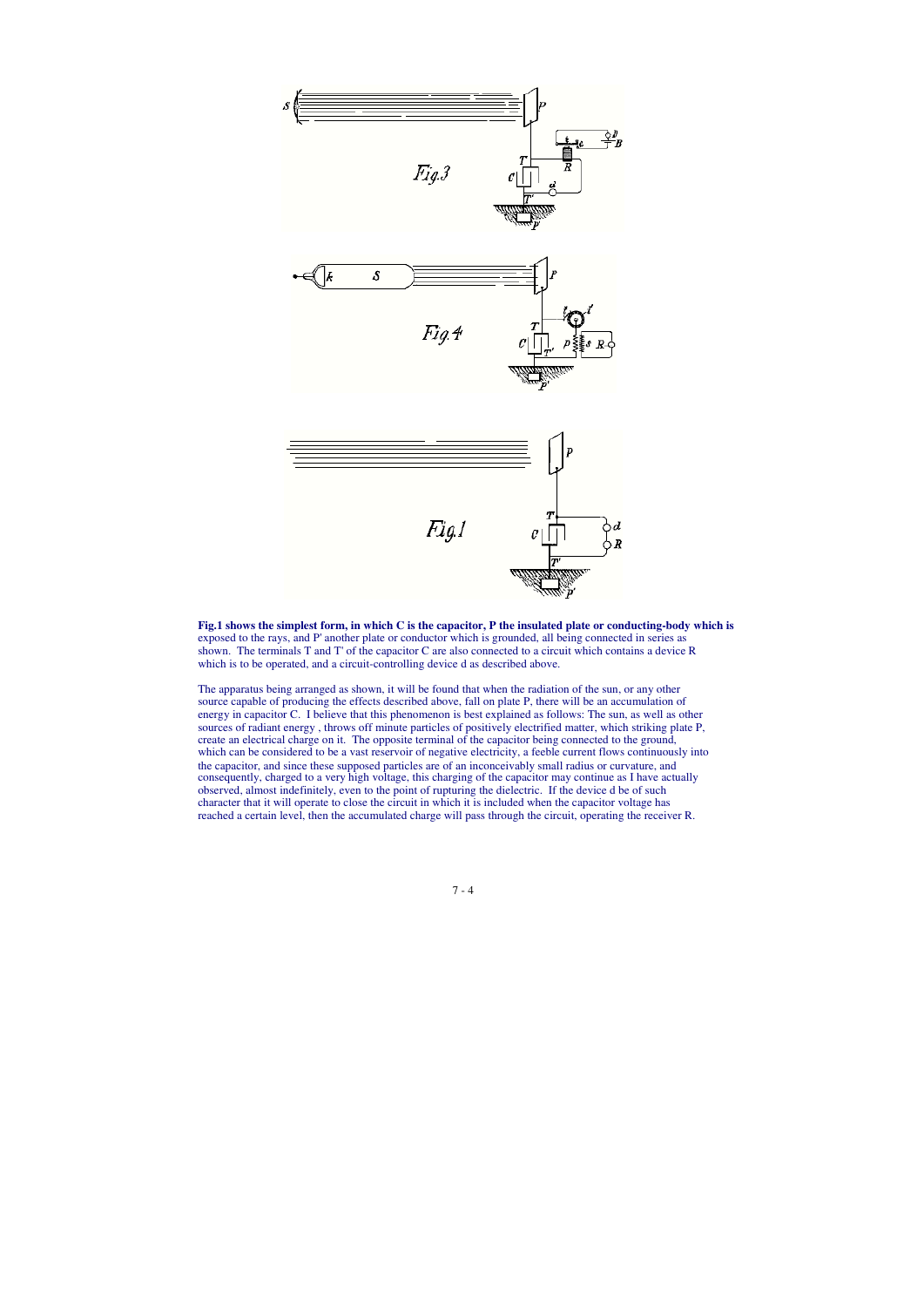**Fig.1 shows the simplest form, in which C is the capacitor, P the insulated plate or conducting-body which is** exposed to the rays, and P' another plate or conductor which is grounded, all being connected in series as shown. The terminals T and T' of the capacitor C are also connected to a circuit which contains a device R which is to be operated, and a circuit-controlling device d as described above.

The apparatus being arranged as shown, it will be found that when the radiation of the sun, or any other source capable of producing the effects described above, fall on plate P, there will be an accumulation of energy in capacitor C. I believe that this phenomenon is best explained as follows: The sun, as well as other sources of radiant energy , throws off minute particles of positively electrified matter, which striking plate P, create an electrical charge on it. The opposite terminal of the capacitor being connected to the ground, which can be considered to be a vast reservoir of negative electricity, a feeble current flows continuously into the capacitor, and since these supposed particles are of an inconceivably small radius or curvature, and consequently, charged to a very high voltage, this charging of the capacitor may continue as I have actually observed, almost indefinitely, even to the point of rupturing the dielectric. If the device d be of such character that it will operate to close the circuit in which it is included when the capacitor voltage has reached a certain level, then the accumulated charge will pass through the circuit, operating the receiver R.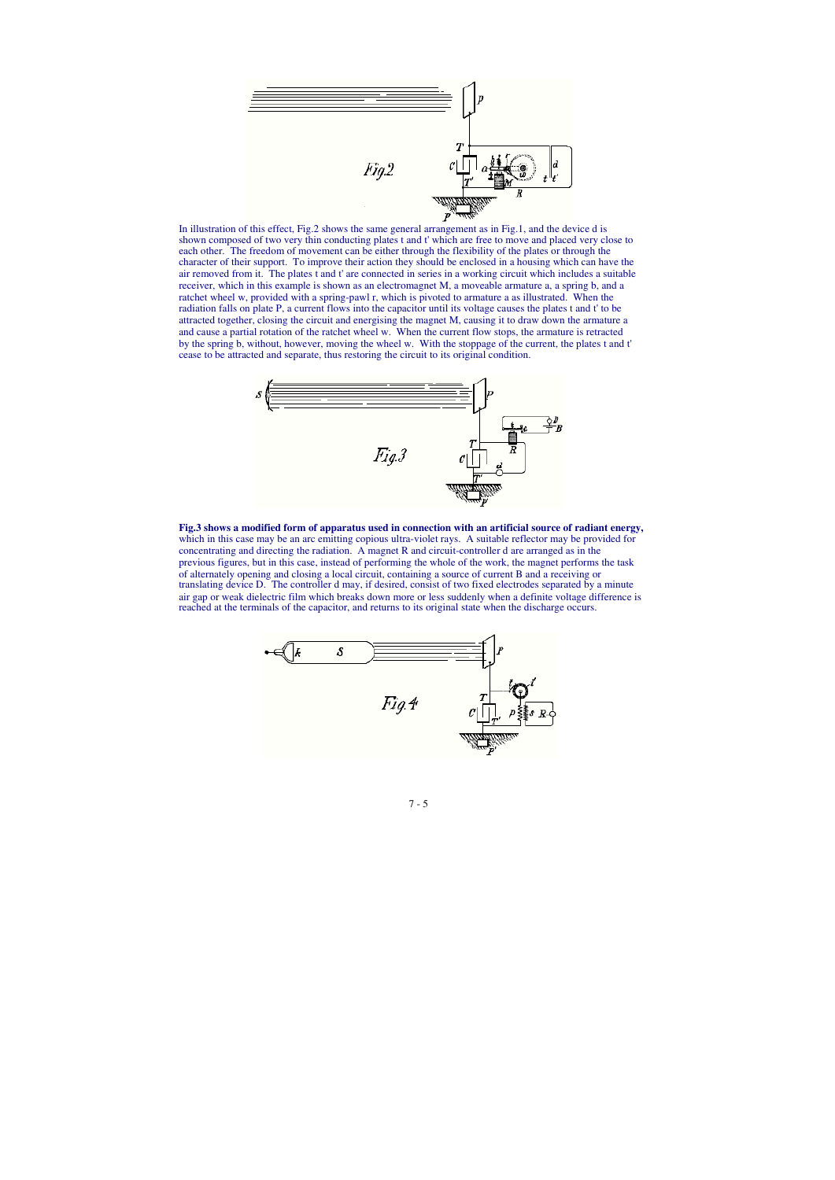In illustration of this effect, Fig.2 shows the same general arrangement as in Fig.1, and the device d is shown composed of two very thin conducting plates t and t' which are free to move and placed very close to each other. The freedom of movement can be either through the flexibility of the plates or through the character of their support. To improve their action they should be enclosed in a housing which can have the air removed from it. The plates t and t' are connected in series in a working circuit which includes a suitable receiver, which in this example is shown as an electromagnet M, a moveable armature a, a spring b, and a ratchet wheel w, provided with a spring-pawl r, which is pivoted to armature a as illustrated. When the radiation falls on plate P, a current flows into the capacitor until its voltage causes the plates t and t' to be attracted together, closing the circuit and energising the magnet M, causing it to draw down the armature a and cause a partial rotation of the ratchet wheel w. When the current flow stops, the armature is retracted by the spring b, without, however, moving the wheel w. With the stoppage of the current, the plates t and t' cease to be attracted and separate, thus restoring the circuit to its original condition.

**Fig.3 shows a modified form of apparatus used in connection with an artificial source of radiant energy,** which in this case may be an arc emitting copious ultra-violet rays. A suitable reflector may be provided for concentrating and directing the radiation. A magnet R and circuit-controller d are arranged as in the previous figures, but in this case, instead of performing the whole of the work, the magnet performs the task of alternately opening and closing a local circuit, containing a source of current B and a receiving or translating device D. The controller d may, if desired, consist of two fixed electrodes separated by a minute air gap or weak dielectric film which breaks down more or less suddenly when a definite voltage difference is reached at the terminals of the capacitor, and returns to its original state when the discharge occurs.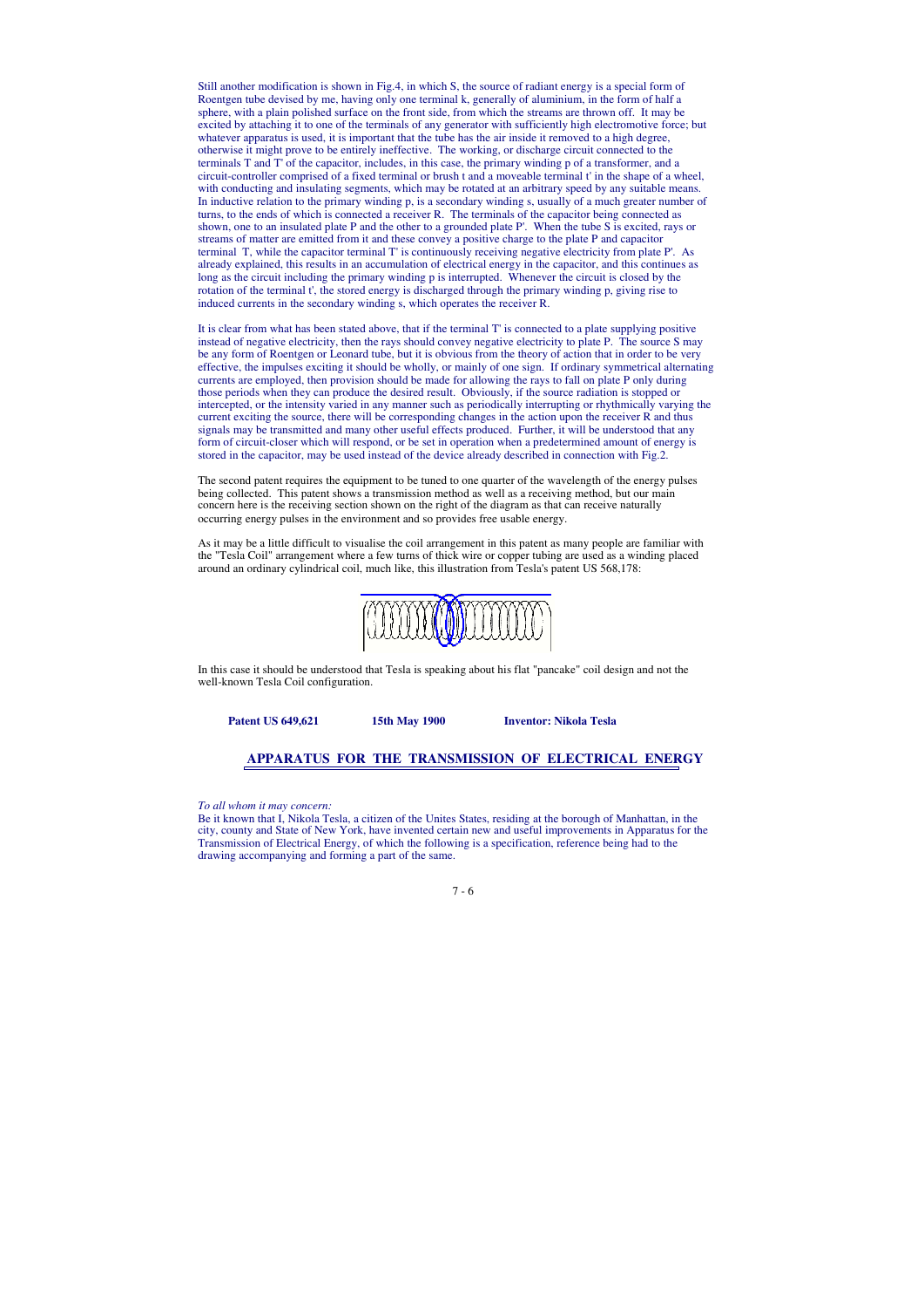Still another modification is shown in Fig.4, in which S, the source of radiant energy is a special form of Roentgen tube devised by me, having only one terminal k, generally of aluminium, in the form of half a sphere, with a plain polished surface on the front side, from which the streams are thrown off. It may be excited by attaching it to one of the terminals of any generator with sufficiently high electromotive force; but whatever apparatus is used, it is important that the tube has the air inside it removed to a high degree, otherwise it might prove to be entirely ineffective. The working, or discharge circuit connected to the terminals T and T' of the capacitor, includes, in this case, the primary winding p of a transformer, and a circuit-controller comprised of a fixed terminal or brush t and a moveable terminal t' in the shape of a wheel, with conducting and insulating segments, which may be rotated at an arbitrary speed by any suitable means. In inductive relation to the primary winding p, is a secondary winding s, usually of a much greater number of turns, to the ends of which is connected a receiver R. The terminals of the capacitor being connected as shown, one to an insulated plate P and the other to a grounded plate P'. When the tube S is excited, rays or streams of matter are emitted from it and these convey a positive charge to the plate P and capacitor terminal T, while the capacitor terminal T' is continuously receiving negative electricity from plate P'. As already explained, this results in an accumulation of electrical energy in the capacitor, and this continues as long as the circuit including the primary winding p is interrupted. Whenever the circuit is closed by the rotation of the terminal t', the stored energy is discharged through the primary winding p, giving rise to induced currents in the secondary winding s, which operates the receiver R.

It is clear from what has been stated above, that if the terminal T' is connected to a plate supplying positive instead of negative electricity, then the rays should convey negative electricity to plate P. The source S may be any form of Roentgen or Leonard tube, but it is obvious from the theory of action that in order to be very effective, the impulses exciting it should be wholly, or mainly of one sign. If ordinary symmetrical alternating currents are employed, then provision should be made for allowing the rays to fall on plate P only during those periods when they can produce the desired result. Obviously, if the source radiation is stopped or intercepted, or the intensity varied in any manner such as periodically interrupting or rhythmically varying the current exciting the source, there will be corresponding changes in the action upon the receiver R and thus signals may be transmitted and many other useful effects produced. Further, it will be understood that any form of circuit-closer which will respond, or be set in operation when a predetermined amount of energy is stored in the capacitor, may be used instead of the device already described in connection with Fig.2.

The second patent requires the equipment to be tuned to one quarter of the wavelength of the energy pulses being collected. This patent shows a transmission method as well as a receiving method, but our main concern here is the receiving section shown on the right of the diagram as that can receive naturally occurring energy pulses in the environment and so provides free usable energy.

As it may be a little difficult to visualise the coil arrangement in this patent as many people are familiar with the "Tesla Coil" arrangement where a few turns of thick wire or copper tubing are used as a winding placed around an ordinary cylindrical coil, much like, this illustration from Tesla's patent US 568,178:

In this case it should be understood that Tesla is speaking about his flat "pancake" coil design and not the well-known Tesla Coil configuration.

**Patent US 649,621** **15th May 1900** **Inventor: Nikola Tesla**

## APPARATUS FOR THE TRANSMISSION OF ELECTRICAL ENERGY

*To all whom it may concern:*
Be it known that I, Nikola Tesla, a citizen of the Unites States, residing at the borough of Manhattan, in the city, county and State of New York, have invented certain new and useful improvements in Apparatus for the Transmission of Electrical Energy, of which the following is a specification, reference being had to the drawing accompanying and forming a part of the same.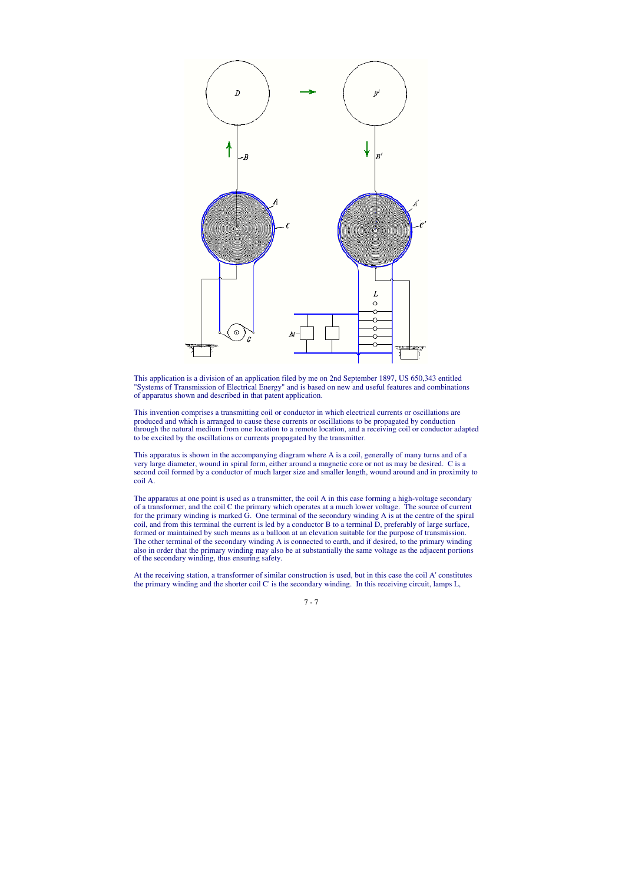This application is a division of an application filed by me on 2nd September 1897, US 650,343 entitled "Systems of Transmission of Electrical Energy" and is based on new and useful features and combinations of apparatus shown and described in that patent application.

This invention comprises a transmitting coil or conductor in which electrical currents or oscillations are produced and which is arranged to cause these currents or oscillations to be propagated by conduction through the natural medium from one location to a remote location, and a receiving coil or conductor adapted to be excited by the oscillations or currents propagated by the transmitter.

This apparatus is shown in the accompanying diagram where A is a coil, generally of many turns and of a very large diameter, wound in spiral form, either around a magnetic core or not as may be desired. C is a second coil formed by a conductor of much larger size and smaller length, wound around and in proximity to coil A.

The apparatus at one point is used as a transmitter, the coil A in this case forming a high-voltage secondary of a transformer, and the coil C the primary which operates at a much lower voltage. The source of current for the primary winding is marked G. One terminal of the secondary winding A is at the centre of the spiral coil, and from this terminal the current is led by a conductor B to a terminal D, preferably of large surface, formed or maintained by such means as a balloon at an elevation suitable for the purpose of transmission. The other terminal of the secondary winding A is connected to earth, and if desired, to the primary winding also in order that the primary winding may also be at substantially the same voltage as the adjacent portions of the secondary winding, thus ensuring safety.

At the receiving station, a transformer of similar construction is used, but in this case the coil A' constitutes the primary winding and the shorter coil C' is the secondary winding. In this receiving circuit, lamps L,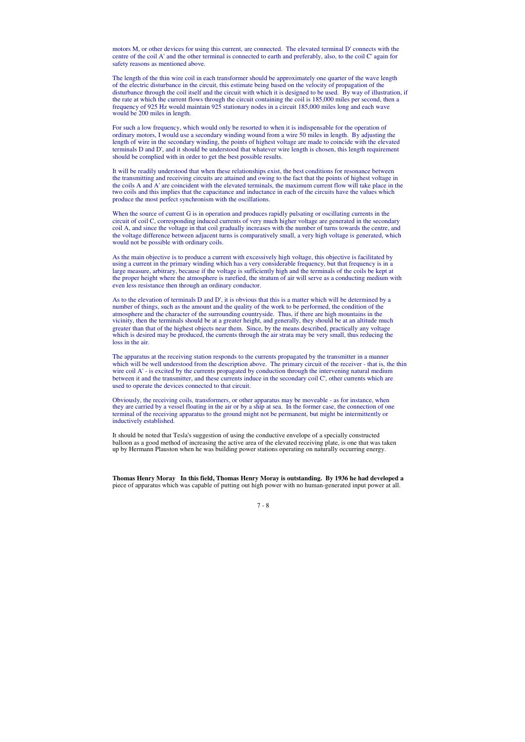motors M, or other devices for using this current, are connected. The elevated terminal D' connects with the centre of the coil A' and the other terminal is connected to earth and preferably, also, to the coil C' again for safety reasons as mentioned above.

The length of the thin wire coil in each transformer should be approximately one quarter of the wave length of the electric disturbance in the circuit, this estimate being based on the velocity of propagation of the disturbance through the coil itself and the circuit with which it is designed to be used. By way of illustration, if the rate at which the current flows through the circuit containing the coil is 185,000 miles per second, then a frequency of 925 Hz would maintain 925 stationary nodes in a circuit 185,000 miles long and each wave would be 200 miles in length.

For such a low frequency, which would only be resorted to when it is indispensable for the operation of ordinary motors, I would use a secondary winding wound from a wire 50 miles in length. By adjusting the length of wire in the secondary winding, the points of highest voltage are made to coincide with the elevated terminals D and D', and it should be understood that whatever wire length is chosen, this length requirement should be complied with in order to get the best possible results.

It will be readily understood that when these relationships exist, the best conditions for resonance between the transmitting and receiving circuits are attained and owing to the fact that the points of highest voltage in the coils A and A' are coincident with the elevated terminals, the maximum current flow will take place in the two coils and this implies that the capacitance and inductance in each of the circuits have the values which produce the most perfect synchronism with the oscillations.

When the source of current G is in operation and produces rapidly pulsating or oscillating currents in the circuit of coil C, corresponding induced currents of very much higher voltage are generated in the secondary coil A, and since the voltage in that coil gradually increases with the number of turns towards the centre, and the voltage difference between adjacent turns is comparatively small, a very high voltage is generated, which would not be possible with ordinary coils.

As the main objective is to produce a current with excessively high voltage, this objective is facilitated by using a current in the primary winding which has a very considerable frequency, but that frequency is in a large measure, arbitrary, because if the voltage is sufficiently high and the terminals of the coils be kept at the proper height where the atmosphere is rarefied, the stratum of air will serve as a conducting medium with even less resistance then through an ordinary conductor.

As to the elevation of terminals D and D', it is obvious that this is a matter which will be determined by a number of things, such as the amount and the quality of the work to be performed, the condition of the atmosphere and the character of the surrounding countryside. Thus, if there are high mountains in the vicinity, then the terminals should be at a greater height, and generally, they should be at an altitude much greater than that of the highest objects near them. Since, by the means described, practically any voltage which is desired may be produced, the currents through the air strata may be very small, thus reducing the loss in the air.

The apparatus at the receiving station responds to the currents propagated by the transmitter in a manner which will be well understood from the description above. The primary circuit of the receiver - that is, the thin wire coil A' - is excited by the currents propagated by conduction through the intervening natural medium between it and the transmitter, and these currents induce in the secondary coil C', other currents which are used to operate the devices connected to that circuit.

Obviously, the receiving coils, transformers, or other apparatus may be moveable - as for instance, when they are carried by a vessel floating in the air or by a ship at sea. In the former case, the connection of one terminal of the receiving apparatus to the ground might not be permanent, but might be intermittently or inductively established.

It should be noted that Tesla's suggestion of using the conductive envelope of a specially constructed balloon as a good method of increasing the active area of the elevated receiving plate, is one that was taken up by Hermann Plauston when he was building power stations operating on naturally occurring energy.

**Thomas Henry Moray** **In this field, Thomas Henry Moray is outstanding. By 1936 he had developed a** piece of apparatus which was capable of putting out high power with no human-generated input power at all.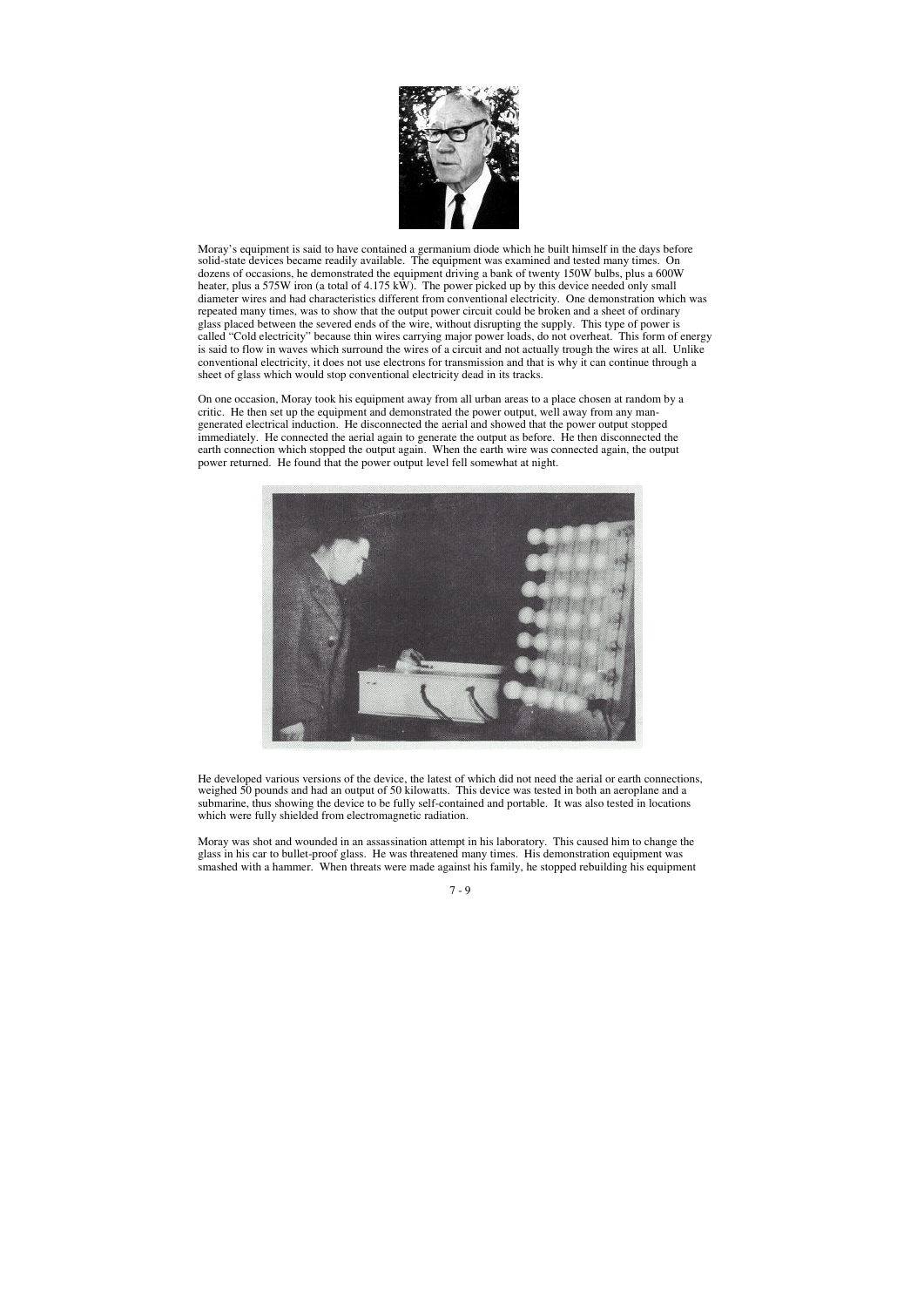Moray's equipment is said to have contained a germanium diode which he built himself in the days before solid-state devices became readily available. The equipment was examined and tested many times. On dozens of occasions, he demonstrated the equipment driving a bank of twenty 150W bulbs, plus a 600W heater, plus a 575W iron (a total of 4.175 kW). The power picked up by this device needed only small diameter wires and had characteristics different from conventional electricity. One demonstration which was repeated many times, was to show that the output power circuit could be broken and a sheet of ordinary glass placed between the severed ends of the wire, without disrupting the supply. This type of power is called "Cold electricity" because thin wires carrying major power loads, do not overheat. This form of energy is said to flow in waves which surround the wires of a circuit and not actually trough the wires at all. Unlike conventional electricity, it does not use electrons for transmission and that is why it can continue through a sheet of glass which would stop conventional electricity dead in its tracks.

On one occasion, Moray took his equipment away from all urban areas to a place chosen at random by a critic. He then set up the equipment and demonstrated the power output, well away from any man-generated electrical induction. He disconnected the aerial and showed that the power output stopped immediately. He connected the aerial again to generate the output as before. He then disconnected the earth connection which stopped the output again. When the earth wire was connected again, the output power returned. He found that the power output level fell somewhat at night.

He developed various versions of the device, the latest of which did not need the aerial or earth connections, weighed 50 pounds and had an output of 50 kilowatts. This device was tested in both an aeroplane and a submarine, thus showing the device to be fully self-contained and portable. It was also tested in locations which were fully shielded from electromagnetic radiation.

Moray was shot and wounded in an assassination attempt in his laboratory. This caused him to change the glass in his car to bullet-proof glass. He was threatened many times. His demonstration equipment was smashed with a hammer. When threats were made against his family, he stopped rebuilding his equipment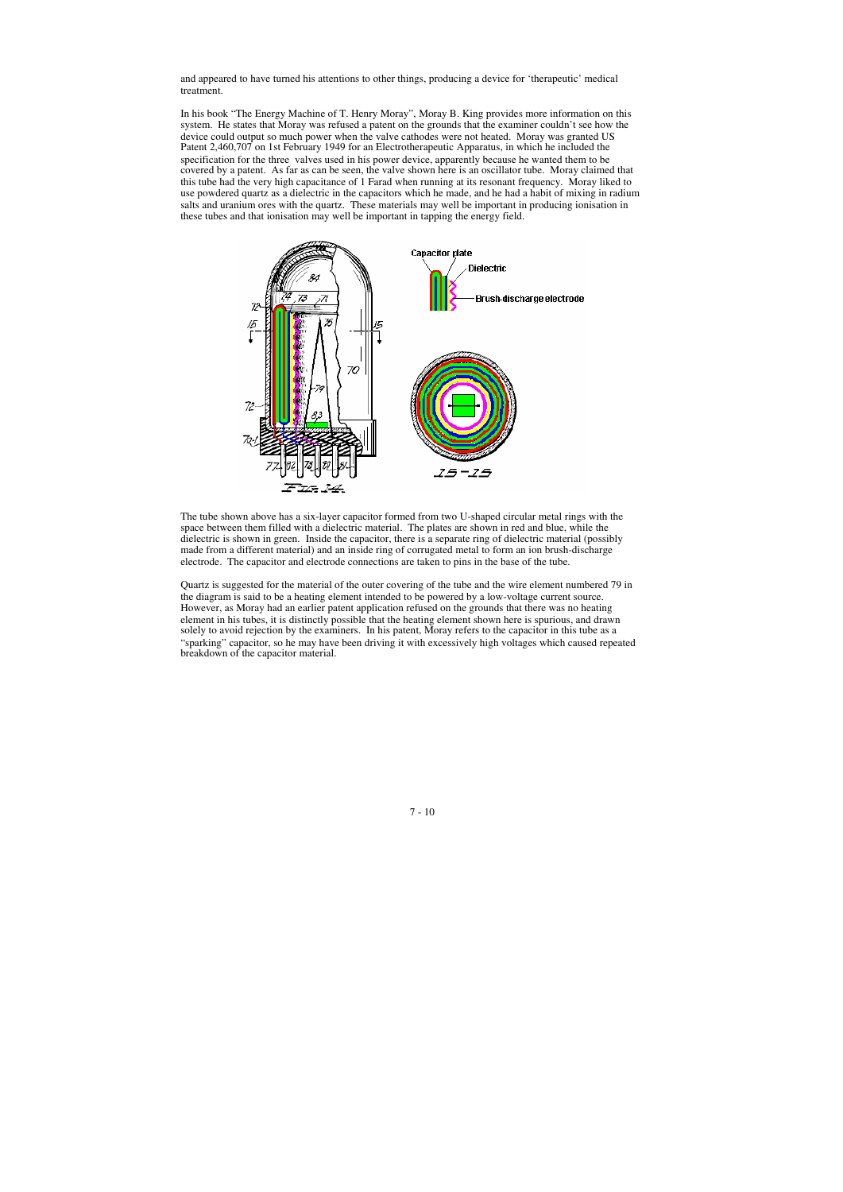and appeared to have turned his attentions to other things, producing a device for 'therapeutic' medical treatment.

In his book "The Energy Machine of T. Henry Moray", Moray B. King provides more information on this system. He states that Moray was refused a patent on the grounds that the examiner couldn't see how the device could output so much power when the valve cathodes were not heated. Moray was granted US Patent 2,460,707 on 1st February 1949 for an Electrotherapeutic Apparatus, in which he included the specification for the three valves used in his power device, apparently because he wanted them to be covered by a patent. As far as can be seen, the valve shown here is an oscillator tube. Moray claimed that this tube had the very high capacitance of 1 Farad when running at its resonant frequency. Moray liked to use powdered quartz as a dielectric in the capacitors which he made, and he had a habit of mixing in radium salts and uranium ores with the quartz. These materials may well be important in producing ionisation in these tubes and that ionisation may well be important in tapping the energy field.

The tube shown above has a six-layer capacitor formed from two U-shaped circular metal rings with the space between them filled with a dielectric material. The plates are shown in red and blue, while the dielectric is shown in green. Inside the capacitor, there is a separate ring of dielectric material (possibly made from a different material) and an inside ring of corrugated metal to form an ion brush-discharge electrode. The capacitor and electrode connections are taken to pins in the base of the tube.

Quartz is suggested for the material of the outer covering of the tube and the wire element numbered 79 in the diagram is said to be a heating element intended to be powered by a low-voltage current source. However, as Moray had an earlier patent application refused on the grounds that there was no heating element in his tubes, it is distinctly possible that the heating element shown here is spurious, and drawn solely to avoid rejection by the examiners. In his patent, Moray refers to the capacitor in this tube as a "sparking" capacitor, so he may have been driving it with excessively high voltages which caused repeated breakdown of the capacitor material.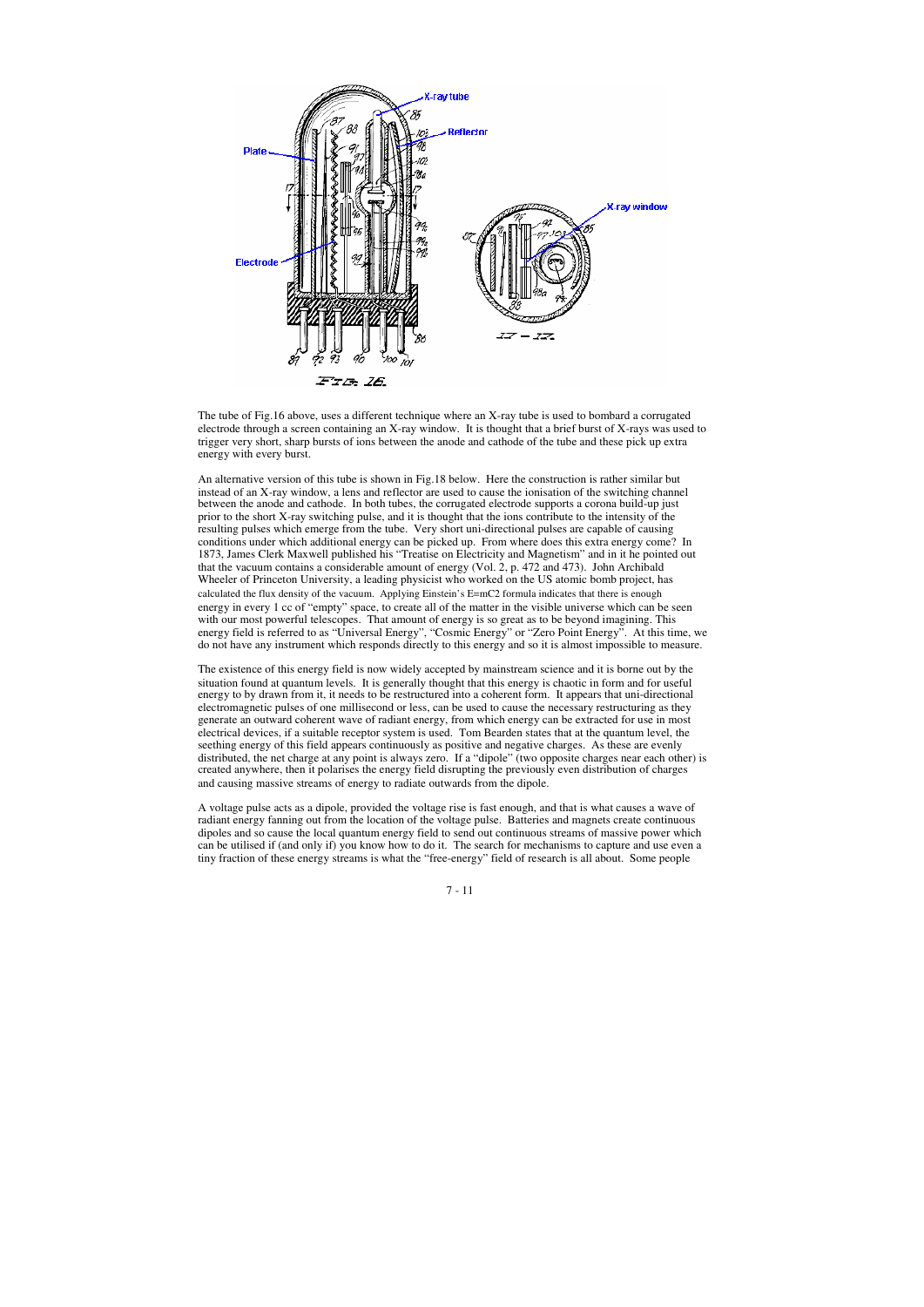The tube of Fig.16 above, uses a different technique where an X-ray tube is used to bombard a corrugated electrode through a screen containing an X-ray window. It is thought that a brief burst of X-rays was used to trigger very short, sharp bursts of ions between the anode and cathode of the tube and these pick up extra energy with every burst.

An alternative version of this tube is shown in Fig.18 below. Here the construction is rather similar but instead of an X-ray window, a lens and reflector are used to cause the ionisation of the switching channel between the anode and cathode. In both tubes, the corrugated electrode supports a corona build-up just prior to the short X-ray switching pulse, and it is thought that the ions contribute to the intensity of the resulting pulses which emerge from the tube. Very short uni-directional pulses are capable of causing conditions under which additional energy can be picked up. From where does this extra energy come? In 1873, James Clerk Maxwell published his "Treatise on Electricity and Magnetism" and in it he pointed out that the vacuum contains a considerable amount of energy (Vol. 2, p. 472 and 473). John Archibald Wheeler of Princeton University, a leading physicist who worked on the US atomic bomb project, has calculated the flux density of the vacuum. Applying Einstein's E=mC2 formula indicates that there is enough energy in every 1 cc of "empty" space, to create all of the matter in the visible universe which can be seen with our most powerful telescopes. That amount of energy is so great as to be beyond imagining. This energy field is referred to as "Universal Energy", "Cosmic Energy" or "Zero Point Energy". At this time, we do not have any instrument which responds directly to this energy and so it is almost impossible to measure.

The existence of this energy field is now widely accepted by mainstream science and it is borne out by the situation found at quantum levels. It is generally thought that this energy is chaotic in form and for useful energy to by drawn from it, it needs to be restructured into a coherent form. It appears that uni-directional electromagnetic pulses of one millisecond or less, can be used to cause the necessary restructuring as they generate an outward coherent wave of radiant energy, from which energy can be extracted for use in most electrical devices, if a suitable receptor system is used. Tom Bearden states that at the quantum level, the seething energy of this field appears continuously as positive and negative charges. As these are evenly distributed, the net charge at any point is always zero. If a "dipole" (two opposite charges near each other) is created anywhere, then it polarises the energy field disrupting the previously even distribution of charges and causing massive streams of energy to radiate outwards from the dipole.

A voltage pulse acts as a dipole, provided the voltage rise is fast enough, and that is what causes a wave of radiant energy fanning out from the location of the voltage pulse. Batteries and magnets create continuous dipoles and so cause the local quantum energy field to send out continuous streams of massive power which can be utilised if (and only if) you know how to do it. The search for mechanisms to capture and use even a tiny fraction of these energy streams is what the "free-energy" field of research is all about. Some people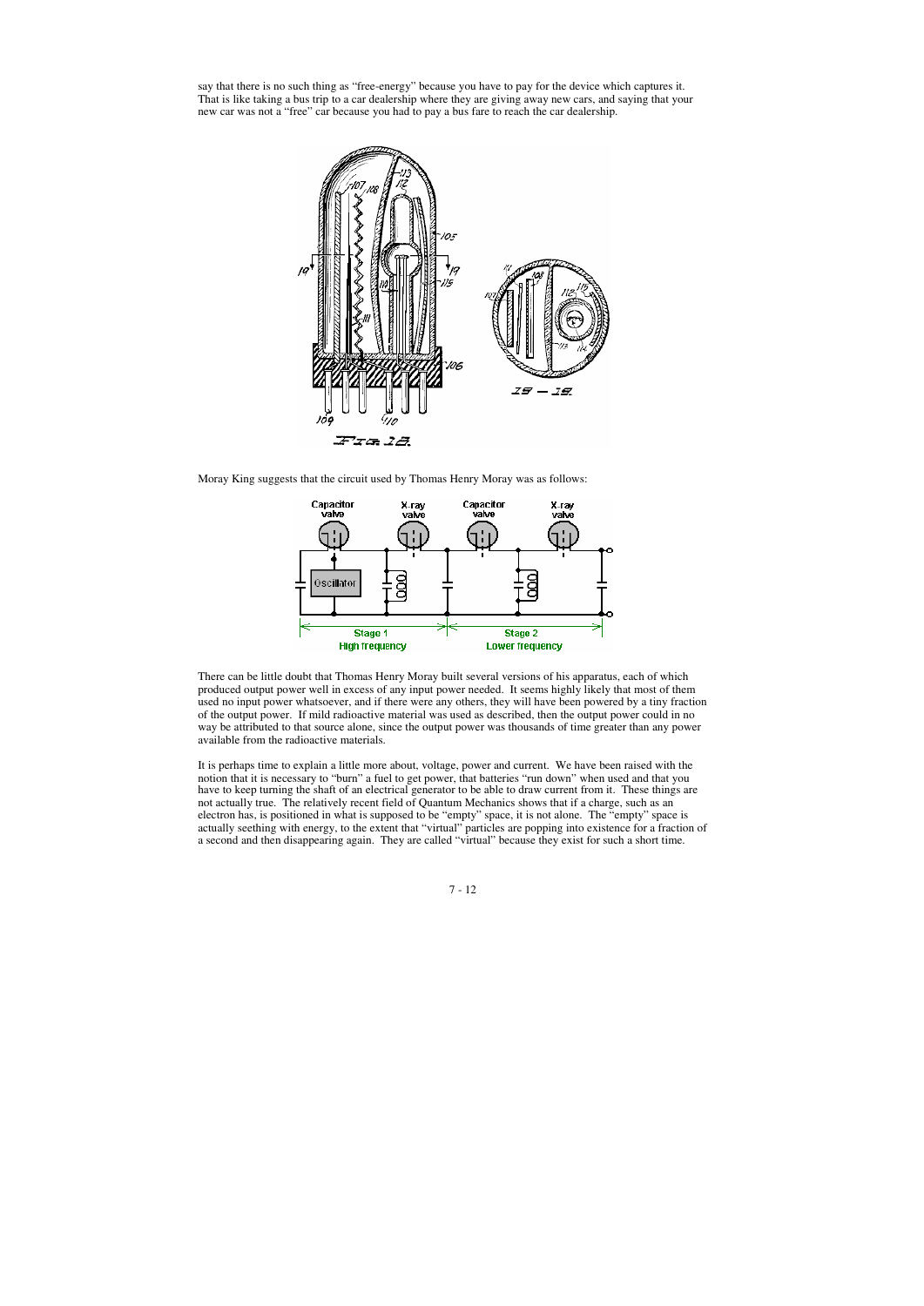say that there is no such thing as "free-energy" because you have to pay for the device which captures it. That is like taking a bus trip to a car dealership where they are giving away new cars, and saying that your new car was not a "free" car because you had to pay a bus fare to reach the car dealership.

Fig.18.

19 — 19

Moray King suggests that the circuit used by Thomas Henry Moray was as follows:

Capacitor valve

X-ray valve

Capacitor valve

X-ray valve

Oscillator

Stage 1
High frequency

Stage 2
Lower frequency

There can be little doubt that Thomas Henry Moray built several versions of his apparatus, each of which produced output power well in excess of any input power needed. It seems highly likely that most of them used no input power whatsoever, and if there were any others, they will have been powered by a tiny fraction of the output power. If mild radioactive material was used as described, then the output power could in no way be attributed to that source alone, since the output power was thousands of time greater than any power available from the radioactive materials.

It is perhaps time to explain a little more about, voltage, power and current. We have been raised with the notion that it is necessary to "burn" a fuel to get power, that batteries "run down" when used and that you have to keep turning the shaft of an electrical generator to be able to draw current from it. These things are not actually true. The relatively recent field of Quantum Mechanics shows that if a charge, such as an electron has, is positioned in what is supposed to be "empty" space, it is not alone. The "empty" space is actually seething with energy, to the extent that "virtual" particles are popping into existence for a fraction of a second and then disappearing again. They are called "virtual" because they exist for such a short time.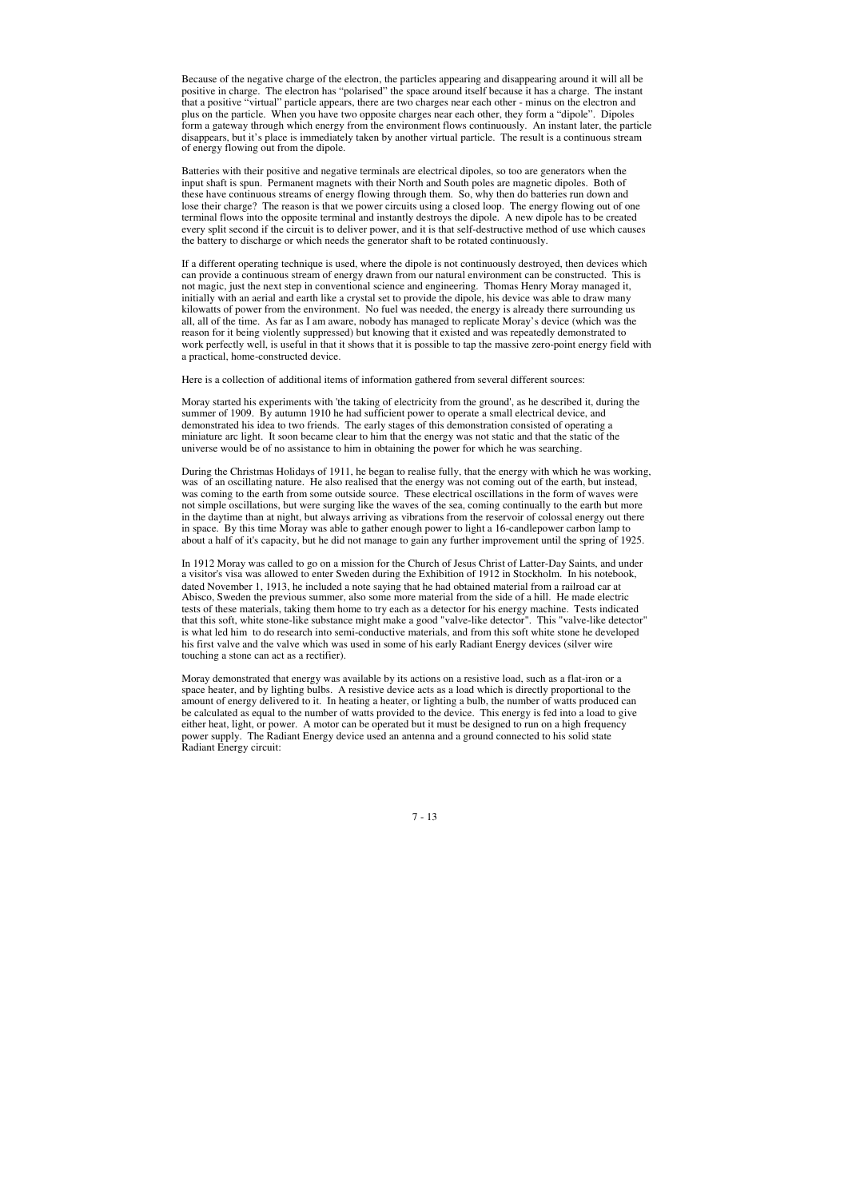Because of the negative charge of the electron, the particles appearing and disappearing around it will all be positive in charge. The electron has "polarised" the space around itself because it has a charge. The instant that a positive "virtual" particle appears, there are two charges near each other - minus on the electron and plus on the particle. When you have two opposite charges near each other, they form a "dipole". Dipoles form a gateway through which energy from the environment flows continuously. An instant later, the particle disappears, but it's place is immediately taken by another virtual particle. The result is a continuous stream of energy flowing out from the dipole.

Batteries with their positive and negative terminals are electrical dipoles, so too are generators when the input shaft is spun. Permanent magnets with their North and South poles are magnetic dipoles. Both of these have continuous streams of energy flowing through them. So, why then do batteries run down and lose their charge? The reason is that we power circuits using a closed loop. The energy flowing out of one terminal flows into the opposite terminal and instantly destroys the dipole. A new dipole has to be created every split second if the circuit is to deliver power, and it is that self-destructive method of use which causes the battery to discharge or which needs the generator shaft to be rotated continuously.

If a different operating technique is used, where the dipole is not continuously destroyed, then devices which can provide a continuous stream of energy drawn from our natural environment can be constructed. This is not magic, just the next step in conventional science and engineering. Thomas Henry Moray managed it, initially with an aerial and earth like a crystal set to provide the dipole, his device was able to draw many kilowatts of power from the environment. No fuel was needed, the energy is already there surrounding us all, all of the time. As far as I am aware, nobody has managed to replicate Moray's device (which was the reason for it being violently suppressed) but knowing that it existed and was repeatedly demonstrated to work perfectly well, is useful in that it shows that it is possible to tap the massive zero-point energy field with a practical, home-constructed device.

Here is a collection of additional items of information gathered from several different sources:

Moray started his experiments with 'the taking of electricity from the ground', as he described it, during the summer of 1909. By autumn 1910 he had sufficient power to operate a small electrical device, and demonstrated his idea to two friends. The early stages of this demonstration consisted of operating a miniature arc light. It soon became clear to him that the energy was not static and that the static of the universe would be of no assistance to him in obtaining the power for which he was searching.

During the Christmas Holidays of 1911, he began to realise fully, that the energy with which he was working, was of an oscillating nature. He also realised that the energy was not coming out of the earth, but instead, was coming to the earth from some outside source. These electrical oscillations in the form of waves were not simple oscillations, but were surging like the waves of the sea, coming continually to the earth but more in the daytime than at night, but always arriving as vibrations from the reservoir of colossal energy out there in space. By this time Moray was able to gather enough power to light a 16-candlepower carbon lamp to about a half of it's capacity, but he did not manage to gain any further improvement until the spring of 1925.

In 1912 Moray was called to go on a mission for the Church of Jesus Christ of Latter-Day Saints, and under a visitor's visa was allowed to enter Sweden during the Exhibition of 1912 in Stockholm. In his notebook, dated November 1, 1913, he included a note saying that he had obtained material from a railroad car at Abisco, Sweden the previous summer, also some more material from the side of a hill. He made electric tests of these materials, taking them home to try each as a detector for his energy machine. Tests indicated that this soft, white stone-like substance might make a good "valve-like detector". This "valve-like detector" is what led him to do research into semi-conductive materials, and from this soft white stone he developed his first valve and the valve which was used in some of his early Radiant Energy devices (silver wire touching a stone can act as a rectifier).

Moray demonstrated that energy was available by its actions on a resistive load, such as a flat-iron or a space heater, and by lighting bulbs. A resistive device acts as a load which is directly proportional to the amount of energy delivered to it. In heating a heater, or lighting a bulb, the number of watts produced can be calculated as equal to the number of watts provided to the device. This energy is fed into a load to give either heat, light, or power. A motor can be operated but it must be designed to run on a high frequency power supply. The Radiant Energy device used an antenna and a ground connected to his solid state Radiant Energy circuit: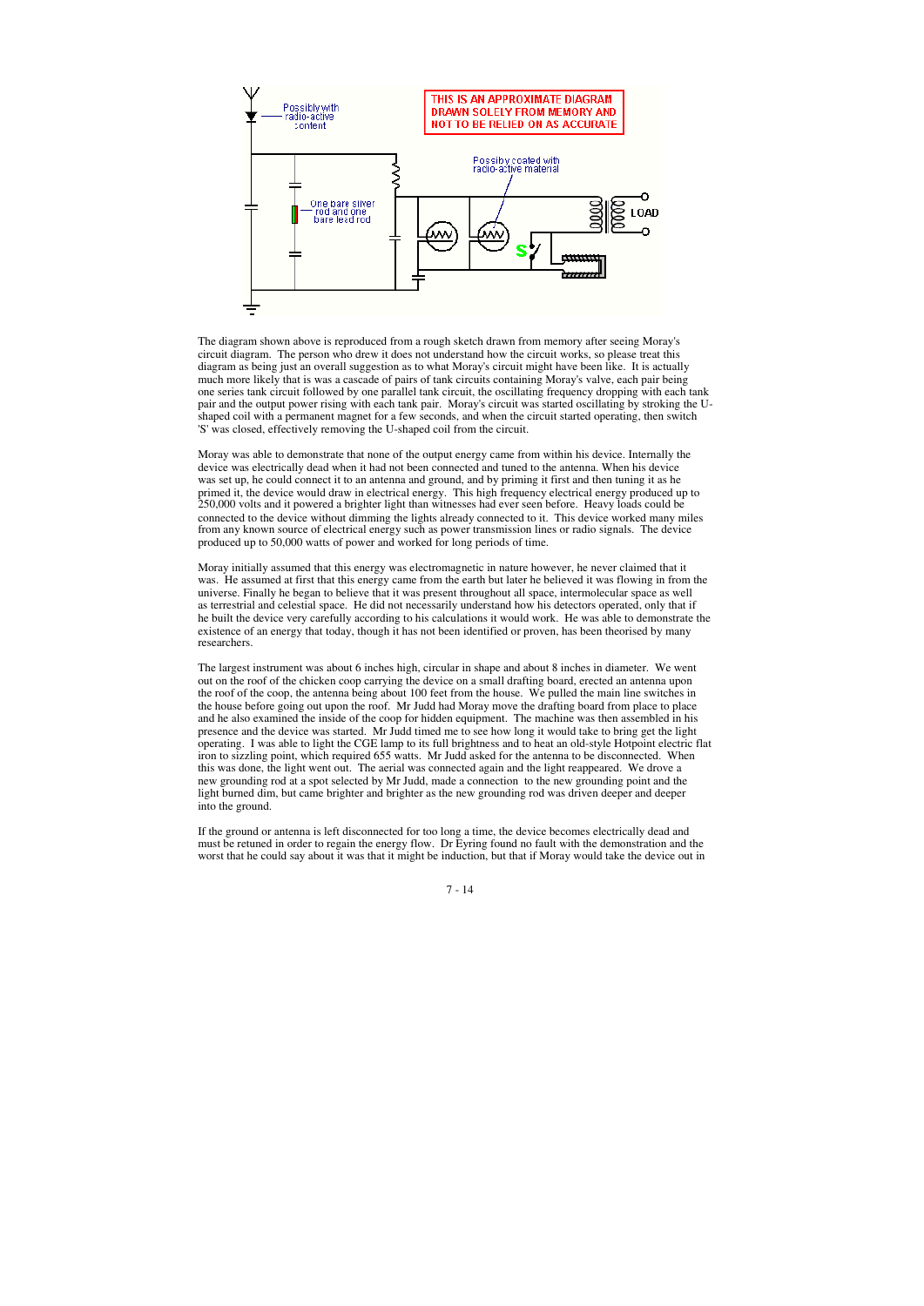Possibly with radio-active content

THIS IS AN APPROXIMATE DIAGRAM DRAWN SOLELY FROM MEMORY AND NOT TO BE RELIED ON AS ACCURATE

Possiby coated with radio-active material

One bare silver rod and one bare lead rod

LOAD

S

The diagram shown above is reproduced from a rough sketch drawn from memory after seeing Moray's circuit diagram. The person who drew it does not understand how the circuit works, so please treat this diagram as being just an overall suggestion as to what Moray's circuit might have been like. It is actually much more likely that is was a cascade of pairs of tank circuits containing Moray's valve, each pair being one series tank circuit followed by one parallel tank circuit, the oscillating frequency dropping with each tank pair and the output power rising with each tank pair. Moray's circuit was started oscillating by stroking the U-shaped coil with a permanent magnet for a few seconds, and when the circuit started operating, then switch 'S' was closed, effectively removing the U-shaped coil from the circuit.

Moray was able to demonstrate that none of the output energy came from within his device. Internally the device was electrically dead when it had not been connected and tuned to the antenna. When his device was set up, he could connect it to an antenna and ground, and by priming it first and then tuning it as he primed it, the device would draw in electrical energy. This high frequency electrical energy produced up to 250,000 volts and it powered a brighter light than witnesses had ever seen before. Heavy loads could be connected to the device without dimming the lights already connected to it. This device worked many miles from any known source of electrical energy such as power transmission lines or radio signals. The device produced up to 50,000 watts of power and worked for long periods of time.

Moray initially assumed that this energy was electromagnetic in nature however, he never claimed that it was. He assumed at first that this energy came from the earth but later he believed it was flowing in from the universe. Finally he began to believe that it was present throughout all space, intermolecular space as well as terrestrial and celestial space. He did not necessarily understand how his detectors operated, only that if he built the device very carefully according to his calculations it would work. He was able to demonstrate the existence of an energy that today, though it has not been identified or proven, has been theorised by many researchers.

The largest instrument was about 6 inches high, circular in shape and about 8 inches in diameter. We went out on the roof of the chicken coop carrying the device on a small drafting board, erected an antenna upon the roof of the coop, the antenna being about 100 feet from the house. We pulled the main line switches in the house before going out upon the roof. Mr Judd had Moray move the drafting board from place to place and he also examined the inside of the coop for hidden equipment. The machine was then assembled in his presence and the device was started. Mr Judd timed me to see how long it would take to bring get the light operating. I was able to light the CGE lamp to its full brightness and to heat an old-style Hotpoint electric flat iron to sizzling point, which required 655 watts. Mr Judd asked for the antenna to be disconnected. When this was done, the light went out. The aerial was connected again and the light reappeared. We drove a new grounding rod at a spot selected by Mr Judd, made a connection to the new grounding point and the light burned dim, but came brighter and brighter as the new grounding rod was driven deeper and deeper into the ground.

If the ground or antenna is left disconnected for too long a time, the device becomes electrically dead and must be retuned in order to regain the energy flow. Dr Eyring found no fault with the demonstration and the worst that he could say about it was that it might be induction, but that if Moray would take the device out in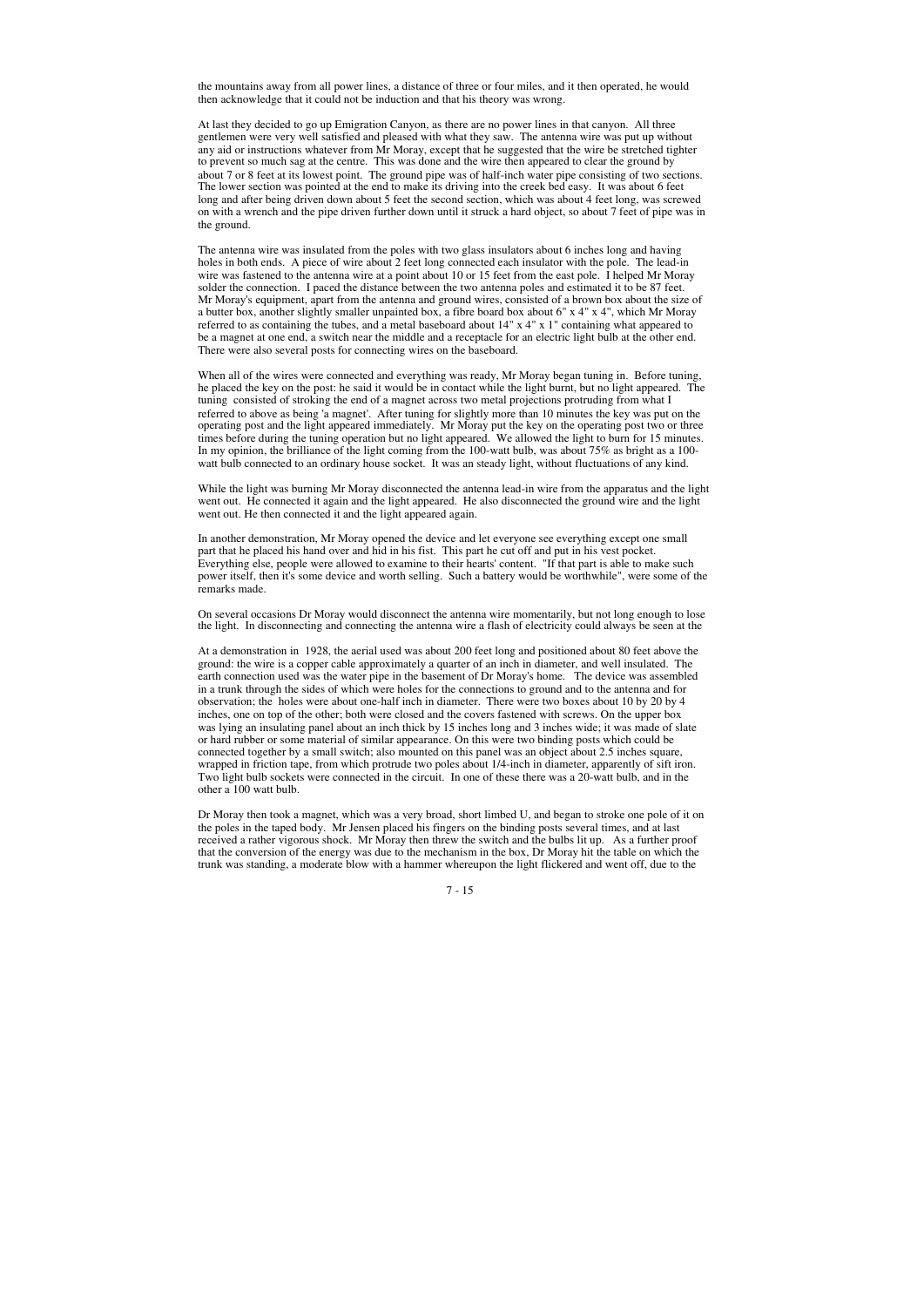the mountains away from all power lines, a distance of three or four miles, and it then operated, he would then acknowledge that it could not be induction and that his theory was wrong.

At last they decided to go up Emigration Canyon, as there are no power lines in that canyon. All three gentlemen were very well satisfied and pleased with what they saw. The antenna wire was put up without any aid or instructions whatever from Mr Moray, except that he suggested that the wire be stretched tighter to prevent so much sag at the centre. This was done and the wire then appeared to clear the ground by about 7 or 8 feet at its lowest point. The ground pipe was of half-inch water pipe consisting of two sections. The lower section was pointed at the end to make its driving into the creek bed easy. It was about 6 feet long and after being driven down about 5 feet the second section, which was about 4 feet long, was screwed on with a wrench and the pipe driven further down until it struck a hard object, so about 7 feet of pipe was in the ground.

The antenna wire was insulated from the poles with two glass insulators about 6 inches long and having holes in both ends. A piece of wire about 2 feet long connected each insulator with the pole. The lead-in wire was fastened to the antenna wire at a point about 10 or 15 feet from the east pole. I helped Mr Moray solder the connection. I paced the distance between the two antenna poles and estimated it to be 87 feet. Mr Moray's equipment, apart from the antenna and ground wires, consisted of a brown box about the size of a butter box, another slightly smaller unpainted box, a fibre board box about 6" x 4" x 4", which Mr Moray referred to as containing the tubes, and a metal baseboard about 14" x 4" x 1" containing what appeared to be a magnet at one end, a switch near the middle and a receptacle for an electric light bulb at the other end. There were also several posts for connecting wires on the baseboard.

When all of the wires were connected and everything was ready, Mr Moray began tuning in. Before tuning, he placed the key on the post: he said it would be in contact while the light burnt, but no light appeared. The tuning consisted of stroking the end of a magnet across two metal projections protruding from what I referred to above as being 'a magnet'. After tuning for slightly more than 10 minutes the key was put on the operating post and the light appeared immediately. Mr Moray put the key on the operating post two or three times before during the tuning operation but no light appeared. We allowed the light to burn for 15 minutes. In my opinion, the brilliance of the light coming from the 100-watt bulb, was about 75% as bright as a 100-watt bulb connected to an ordinary house socket. It was an steady light, without fluctuations of any kind.

While the light was burning Mr Moray disconnected the antenna lead-in wire from the apparatus and the light went out. He connected it again and the light appeared. He also disconnected the ground wire and the light went out. He then connected it and the light appeared again.

In another demonstration, Mr Moray opened the device and let everyone see everything except one small part that he placed his hand over and hid in his fist. This part he cut off and put in his vest pocket. Everything else, people were allowed to examine to their hearts' content. "If that part is able to make such power itself, then it's some device and worth selling. Such a battery would be worthwhile", were some of the remarks made.

On several occasions Dr Moray would disconnect the antenna wire momentarily, but not long enough to lose the light. In disconnecting and connecting the antenna wire a flash of electricity could always be seen at the

At a demonstration in 1928, the aerial used was about 200 feet long and positioned about 80 feet above the ground: the wire is a copper cable approximately a quarter of an inch in diameter, and well insulated. The earth connection used was the water pipe in the basement of Dr Moray's home. The device was assembled in a trunk through the sides of which were holes for the connections to ground and to the antenna and for observation; the holes were about one-half inch in diameter. There were two boxes about 10 by 20 by 4 inches, one on top of the other; both were closed and the covers fastened with screws. On the upper box was lying an insulating panel about an inch thick by 15 inches long and 3 inches wide; it was made of slate or hard rubber or some material of similar appearance. On this were two binding posts which could be connected together by a small switch; also mounted on this panel was an object about 2.5 inches square, wrapped in friction tape, from which protrude two poles about 1/4-inch in diameter, apparently of sift iron. Two light bulb sockets were connected in the circuit. In one of these there was a 20-watt bulb, and in the other a 100 watt bulb.

Dr Moray then took a magnet, which was a very broad, short limbed U, and began to stroke one pole of it on the poles in the taped body. Mr Jensen placed his fingers on the binding posts several times, and at last received a rather vigorous shock. Mr Moray then threw the switch and the bulbs lit up. As a further proof that the conversion of the energy was due to the mechanism in the box, Dr Moray hit the table on which the trunk was standing, a moderate blow with a hammer whereupon the light flickered and went off, due to the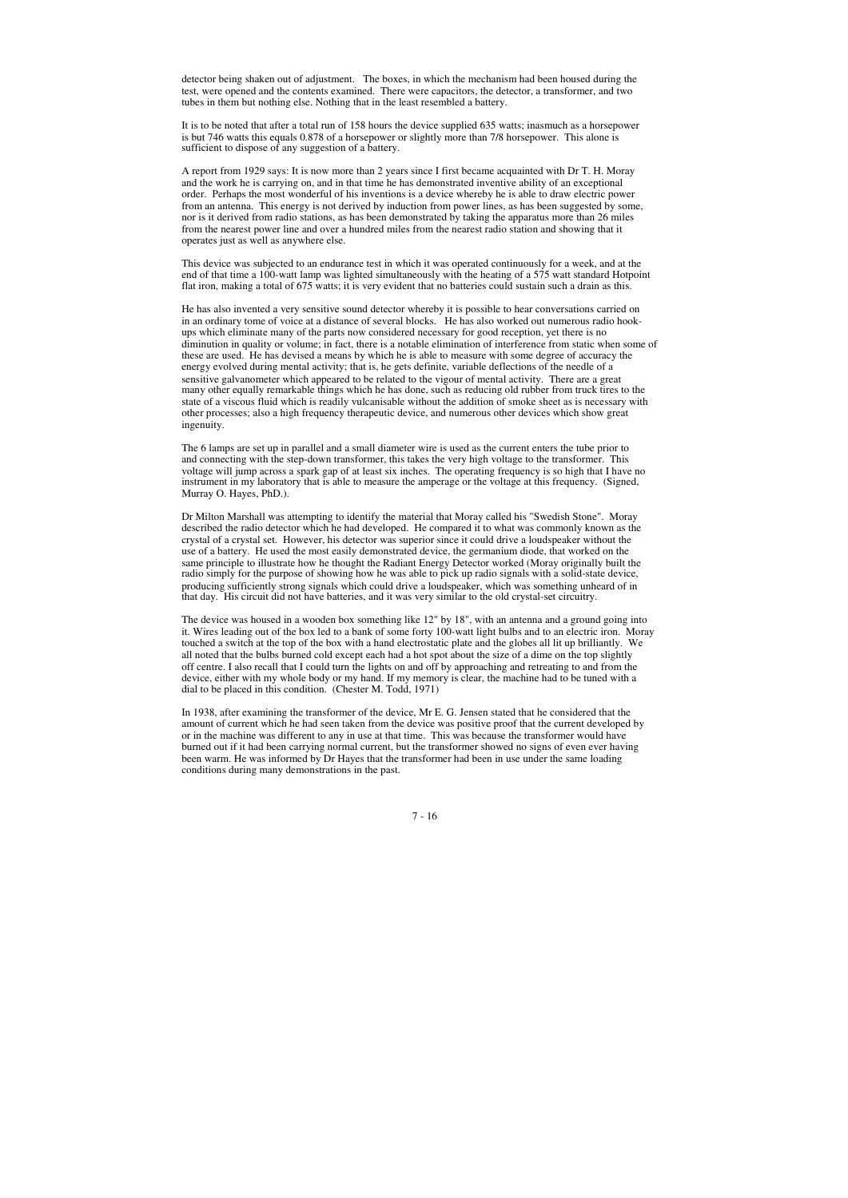detector being shaken out of adjustment. The boxes, in which the mechanism had been housed during the test, were opened and the contents examined. There were capacitors, the detector, a transformer, and two tubes in them but nothing else. Nothing that in the least resembled a battery.

It is to be noted that after a total run of 158 hours the device supplied 635 watts; inasmuch as a horsepower is but 746 watts this equals 0.878 of a horsepower or slightly more than 7/8 horsepower. This alone is sufficient to dispose of any suggestion of a battery.

A report from 1929 says: It is now more than 2 years since I first became acquainted with Dr T. H. Moray and the work he is carrying on, and in that time he has demonstrated inventive ability of an exceptional order. Perhaps the most wonderful of his inventions is a device whereby he is able to draw electric power from an antenna. This energy is not derived by induction from power lines, as has been suggested by some, nor is it derived from radio stations, as has been demonstrated by taking the apparatus more than 26 miles from the nearest power line and over a hundred miles from the nearest radio station and showing that it operates just as well as anywhere else.

This device was subjected to an endurance test in which it was operated continuously for a week, and at the end of that time a 100-watt lamp was lighted simultaneously with the heating of a 575 watt standard Hotpoint flat iron, making a total of 675 watts; it is very evident that no batteries could sustain such a drain as this.

He has also invented a very sensitive sound detector whereby it is possible to hear conversations carried on in an ordinary tome of voice at a distance of several blocks. He has also worked out numerous radio hook-ups which eliminate many of the parts now considered necessary for good reception, yet there is no diminution in quality or volume; in fact, there is a notable elimination of interference from static when some of these are used. He has devised a means by which he is able to measure with some degree of accuracy the energy evolved during mental activity; that is, he gets definite, variable deflections of the needle of a sensitive galvanometer which appeared to be related to the vigour of mental activity. There are a great many other equally remarkable things which he has done, such as reducing old rubber from truck tires to the state of a viscous fluid which is readily vulcanisable without the addition of smoke sheet as is necessary with other processes; also a high frequency therapeutic device, and numerous other devices which show great ingenuity.

The 6 lamps are set up in parallel and a small diameter wire is used as the current enters the tube prior to and connecting with the step-down transformer, this takes the very high voltage to the transformer. This voltage will jump across a spark gap of at least six inches. The operating frequency is so high that I have no instrument in my laboratory that is able to measure the amperage or the voltage at this frequency. (Signed, Murray O. Hayes, PhD.).

Dr Milton Marshall was attempting to identify the material that Moray called his "Swedish Stone". Moray described the radio detector which he had developed. He compared it to what was commonly known as the crystal of a crystal set. However, his detector was superior since it could drive a loudspeaker without the use of a battery. He used the most easily demonstrated device, the germanium diode, that worked on the same principle to illustrate how he thought the Radiant Energy Detector worked (Moray originally built the radio simply for the purpose of showing how he was able to pick up radio signals with a solid-state device, producing sufficiently strong signals which could drive a loudspeaker, which was something unheard of in that day. His circuit did not have batteries, and it was very similar to the old crystal-set circuitry.

The device was housed in a wooden box something like 12" by 18", with an antenna and a ground going into it. Wires leading out of the box led to a bank of some forty 100-watt light bulbs and to an electric iron. Moray touched a switch at the top of the box with a hand electrostatic plate and the globes all lit up brilliantly. We all noted that the bulbs burned cold except each had a hot spot about the size of a dime on the top slightly off centre. I also recall that I could turn the lights on and off by approaching and retreating to and from the device, either with my whole body or my hand. If my memory is clear, the machine had to be tuned with a dial to be placed in this condition. (Chester M. Todd, 1971)

In 1938, after examining the transformer of the device, Mr E. G. Jensen stated that he considered that the amount of current which he had seen taken from the device was positive proof that the current developed by or in the machine was different to any in use at that time. This was because the transformer would have burned out if it had been carrying normal current, but the transformer showed no signs of even ever having been warm. He was informed by Dr Hayes that the transformer had been in use under the same loading conditions during many demonstrations in the past.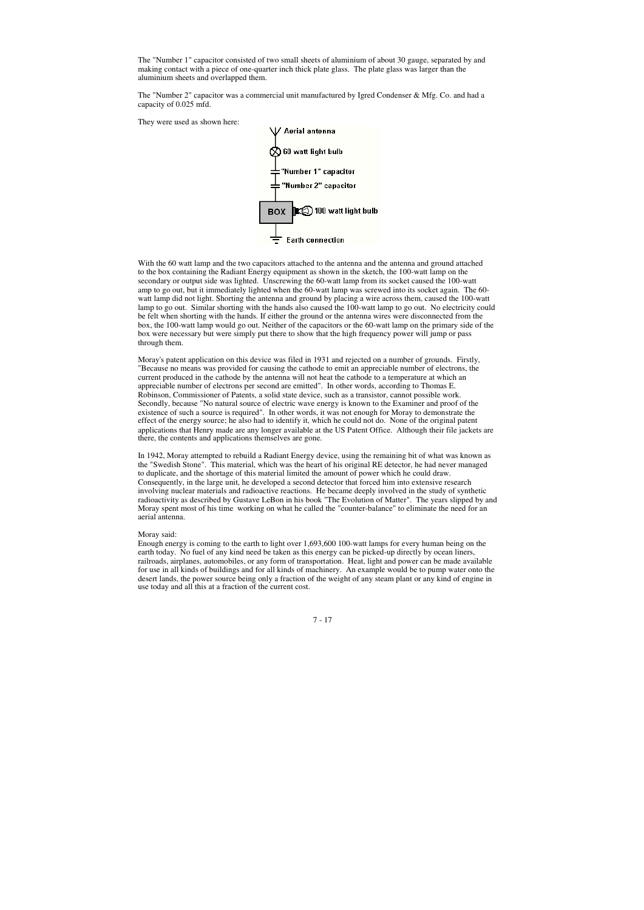The "Number 1" capacitor consisted of two small sheets of aluminium of about 30 gauge, separated by and making contact with a piece of one-quarter inch thick plate glass. The plate glass was larger than the aluminium sheets and overlapped them.

The "Number 2" capacitor was a commercial unit manufactured by Igred Condenser & Mfg. Co. and had a capacity of 0.025 mfd.

They were used as shown here:

Aerial antenna
60 watt light bulb
"Number 1" capacitor
"Number 2" capacitor
BOX — 100 watt light bulb
Earth connection

With the 60 watt lamp and the two capacitors attached to the antenna and the antenna and ground attached to the box containing the Radiant Energy equipment as shown in the sketch, the 100-watt lamp on the secondary or output side was lighted. Unscrewing the 60-watt lamp from its socket caused the 100-watt amp to go out, but it immediately lighted when the 60-watt lamp was screwed into its socket again. The 60-watt lamp did not light. Shorting the antenna and ground by placing a wire across them, caused the 100-watt lamp to go out. Similar shorting with the hands also caused the 100-watt lamp to go out. No electricity could be felt when shorting with the hands. If either the ground or the antenna wires were disconnected from the box, the 100-watt lamp would go out. Neither of the capacitors or the 60-watt lamp on the primary side of the box were necessary but were simply put there to show that the high frequency power will jump or pass through them.

Moray's patent application on this device was filed in 1931 and rejected on a number of grounds. Firstly, "Because no means was provided for causing the cathode to emit an appreciable number of electrons, the current produced in the cathode by the antenna will not heat the cathode to a temperature at which an appreciable number of electrons per second are emitted". In other words, according to Thomas E. Robinson, Commissioner of Patents, a solid state device, such as a transistor, cannot possible work. Secondly, because "No natural source of electric wave energy is known to the Examiner and proof of the existence of such a source is required". In other words, it was not enough for Moray to demonstrate the effect of the energy source; he also had to identify it, which he could not do. None of the original patent applications that Henry made are any longer available at the US Patent Office. Although their file jackets are there, the contents and applications themselves are gone.

In 1942, Moray attempted to rebuild a Radiant Energy device, using the remaining bit of what was known as the "Swedish Stone". This material, which was the heart of his original RE detector, he had never managed to duplicate, and the shortage of this material limited the amount of power which he could draw. Consequently, in the large unit, he developed a second detector that forced him into extensive research involving nuclear materials and radioactive reactions. He became deeply involved in the study of synthetic radioactivity as described by Gustave LeBon in his book "The Evolution of Matter". The years slipped by and Moray spent most of his time working on what he called the "counter-balance" to eliminate the need for an aerial antenna.

Moray said:
Enough energy is coming to the earth to light over 1,693,600 100-watt lamps for every human being on the earth today. No fuel of any kind need be taken as this energy can be picked-up directly by ocean liners, railroads, airplanes, automobiles, or any form of transportation. Heat, light and power can be made available for use in all kinds of buildings and for all kinds of machinery. An example would be to pump water onto the desert lands, the power source being only a fraction of the weight of any steam plant or any kind of engine in use today and all this at a fraction of the current cost.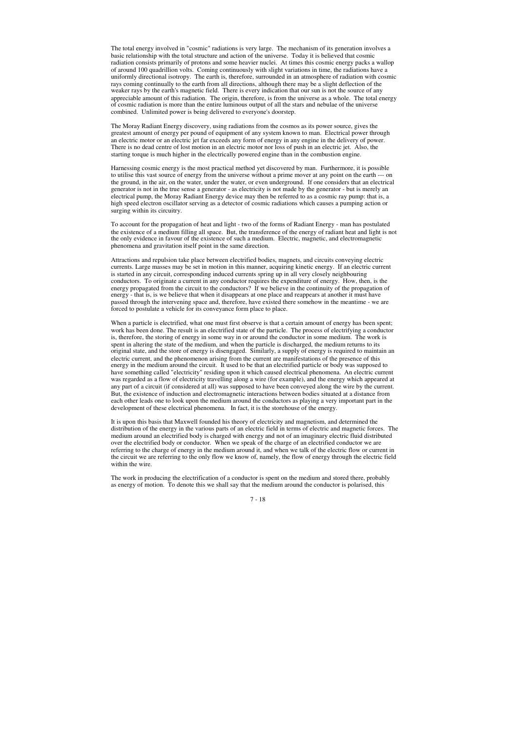The total energy involved in "cosmic" radiations is very large. The mechanism of its generation involves a basic relationship with the total structure and action of the universe. Today it is believed that cosmic radiation consists primarily of protons and some heavier nuclei. At times this cosmic energy packs a wallop of around 100 quadrillion volts. Coming continuously with slight variations in time, the radiations have a uniformly directional isotropy. The earth is, therefore, surrounded in an atmosphere of radiation with cosmic rays coming continually to the earth from all directions, although there may be a slight deflection of the weaker rays by the earth's magnetic field. There is every indication that our sun is not the source of any appreciable amount of this radiation. The origin, therefore, is from the universe as a whole. The total energy of cosmic radiation is more than the entire luminous output of all the stars and nebulae of the universe combined. Unlimited power is being delivered to everyone's doorstep.

The Moray Radiant Energy discovery, using radiations from the cosmos as its power source, gives the greatest amount of energy per pound of equipment of any system known to man. Electrical power through an electric motor or an electric jet far exceeds any form of energy in any engine in the delivery of power. There is no dead centre of lost motion in an electric motor nor loss of push in an electric jet. Also, the starting torque is much higher in the electrically powered engine than in the combustion engine.

Harnessing cosmic energy is the most practical method yet discovered by man. Furthermore, it is possible to utilise this vast source of energy from the universe without a prime mover at any point on the earth --- on the ground, in the air, on the water, under the water, or even underground. If one considers that an electrical generator is not in the true sense a generator - as electricity is not made by the generator - but is merely an electrical pump, the Moray Radiant Energy device may then be referred to as a cosmic ray pump: that is, a high speed electron oscillator serving as a detector of cosmic radiations which causes a pumping action or surging within its circuitry.

To account for the propagation of heat and light - two of the forms of Radiant Energy - man has postulated the existence of a medium filling all space. But, the transference of the energy of radiant heat and light is not the only evidence in favour of the existence of such a medium. Electric, magnetic, and electromagnetic phenomena and gravitation itself point in the same direction.

Attractions and repulsion take place between electrified bodies, magnets, and circuits conveying electric currents. Large masses may be set in motion in this manner, acquiring kinetic energy. If an electric current is started in any circuit, corresponding induced currents spring up in all very closely neighbouring conductors. To originate a current in any conductor requires the expenditure of energy. How, then, is the energy propagated from the circuit to the conductors? If we believe in the continuity of the propagation of energy - that is, is we believe that when it disappears at one place and reappears at another it must have passed through the intervening space and, therefore, have existed there somehow in the meantime - we are forced to postulate a vehicle for its conveyance form place to place.

When a particle is electrified, what one must first observe is that a certain amount of energy has been spent; work has been done. The result is an electrified state of the particle. The process of electrifying a conductor is, therefore, the storing of energy in some way in or around the conductor in some medium. The work is spent in altering the state of the medium, and when the particle is discharged, the medium returns to its original state, and the store of energy is disengaged. Similarly, a supply of energy is required to maintain an electric current, and the phenomenon arising from the current are manifestations of the presence of this energy in the medium around the circuit. It used to be that an electrified particle or body was supposed to have something called "electricity" residing upon it which caused electrical phenomena. An electric current was regarded as a flow of electricity travelling along a wire (for example), and the energy which appeared at any part of a circuit (if considered at all) was supposed to have been conveyed along the wire by the current. But, the existence of induction and electromagnetic interactions between bodies situated at a distance from each other leads one to look upon the medium around the conductors as playing a very important part in the development of these electrical phenomena. In fact, it is the storehouse of the energy.

It is upon this basis that Maxwell founded his theory of electricity and magnetism, and determined the distribution of the energy in the various parts of an electric field in terms of electric and magnetic forces. The medium around an electrified body is charged with energy and not of an imaginary electric fluid distributed over the electrified body or conductor. When we speak of the charge of an electrified conductor we are referring to the charge of energy in the medium around it, and when we talk of the electric flow or current in the circuit we are referring to the only flow we know of, namely, the flow of energy through the electric field within the wire.

The work in producing the electrification of a conductor is spent on the medium and stored there, probably as energy of motion. To denote this we shall say that the medium around the conductor is polarised, this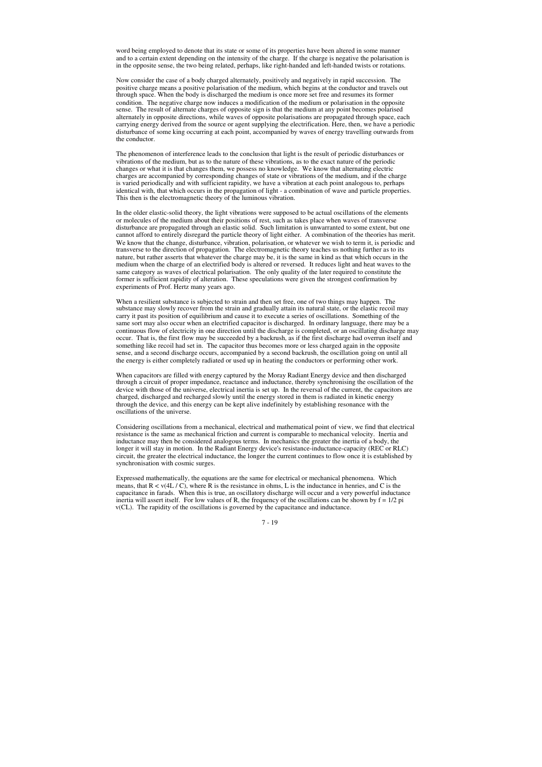word being employed to denote that its state or some of its properties have been altered in some manner and to a certain extent depending on the intensity of the charge. If the charge is negative the polarisation is in the opposite sense, the two being related, perhaps, like right-handed and left-handed twists or rotations.

Now consider the case of a body charged alternately, positively and negatively in rapid succession. The positive charge means a positive polarisation of the medium, which begins at the conductor and travels out through space. When the body is discharged the medium is once more set free and resumes its former condition. The negative charge now induces a modification of the medium or polarisation in the opposite sense. The result of alternate charges of opposite sign is that the medium at any point becomes polarised alternately in opposite directions, while waves of opposite polarisations are propagated through space, each carrying energy derived from the source or agent supplying the electrification. Here, then, we have a periodic disturbance of some king occurring at each point, accompanied by waves of energy travelling outwards from the conductor.

The phenomenon of interference leads to the conclusion that light is the result of periodic disturbances or vibrations of the medium, but as to the nature of these vibrations, as to the exact nature of the periodic changes or what it is that changes them, we possess no knowledge. We know that alternating electric charges are accompanied by corresponding changes of state or vibrations of the medium, and if the charge is varied periodically and with sufficient rapidity, we have a vibration at each point analogous to, perhaps identical with, that which occurs in the propagation of light - a combination of wave and particle properties. This then is the electromagnetic theory of the luminous vibration.

In the older elastic-solid theory, the light vibrations were supposed to be actual oscillations of the elements or molecules of the medium about their positions of rest, such as takes place when waves of transverse disturbance are propagated through an elastic solid. Such limitation is unwarranted to some extent, but one cannot afford to entirely disregard the particle theory of light either. A combination of the theories has merit. We know that the change, disturbance, vibration, polarisation, or whatever we wish to term it, is periodic and transverse to the direction of propagation. The electromagnetic theory teaches us nothing further as to its nature, but rather asserts that whatever the charge may be, it is the same in kind as that which occurs in the medium when the charge of an electrified body is altered or reversed. It reduces light and heat waves to the same category as waves of electrical polarisation. The only quality of the later required to constitute the former is sufficient rapidity of alteration. These speculations were given the strongest confirmation by experiments of Prof. Hertz many years ago.

When a resilient substance is subjected to strain and then set free, one of two things may happen. The substance may slowly recover from the strain and gradually attain its natural state, or the elastic recoil may carry it past its position of equilibrium and cause it to execute a series of oscillations. Something of the same sort may also occur when an electrified capacitor is discharged. In ordinary language, there may be a continuous flow of electricity in one direction until the discharge is completed, or an oscillating discharge may occur. That is, the first flow may be succeeded by a backrush, as if the first discharge had overrun itself and something like recoil had set in. The capacitor thus becomes more or less charged again in the opposite sense, and a second discharge occurs, accompanied by a second backrush, the oscillation going on until all the energy is either completely radiated or used up in heating the conductors or performing other work.

When capacitors are filled with energy captured by the Moray Radiant Energy device and then discharged through a circuit of proper impedance, reactance and inductance, thereby synchronising the oscillation of the device with those of the universe, electrical inertia is set up. In the reversal of the current, the capacitors are charged, discharged and recharged slowly until the energy stored in them is radiated in kinetic energy through the device, and this energy can be kept alive indefinitely by establishing resonance with the oscillations of the universe.

Considering oscillations from a mechanical, electrical and mathematical point of view, we find that electrical resistance is the same as mechanical friction and current is comparable to mechanical velocity. Inertia and inductance may then be considered analogous terms. In mechanics the greater the inertia of a body, the longer it will stay in motion. In the Radiant Energy device's resistance-inductance-capacity (REC or RLC) circuit, the greater the electrical inductance, the longer the current continues to flow once it is established by synchronisation with cosmic surges.

Expressed mathematically, the equations are the same for electrical or mechanical phenomena. Which means, that $R < \sqrt{(4L / C)}$, where R is the resistance in ohms, L is the inductance in henries, and C is the capacitance in farads. When this is true, an oscillatory discharge will occur and a very powerful inductance inertia will assert itself. For low values of R, the frequency of the oscillations can be shown by $f = 1/2 \pi \sqrt{(CL)}$. The rapidity of the oscillations is governed by the capacitance and inductance.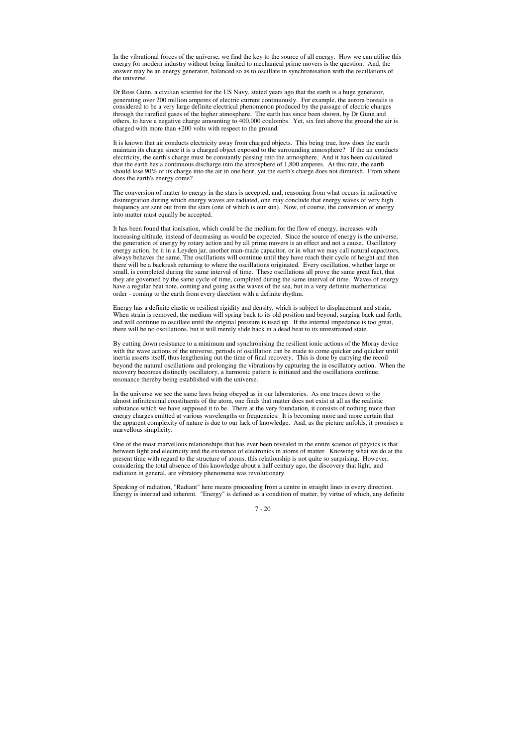In the vibrational forces of the universe, we find the key to the source of all energy. How we can utilise this energy for modern industry without being limited to mechanical prime movers is the question. And, the answer may be an energy generator, balanced so as to oscillate in synchronisation with the oscillations of the universe.

Dr Ross Gunn, a civilian scientist for the US Navy, stated years ago that the earth is a huge generator, generating over 200 million amperes of electric current continuously. For example, the aurora borealis is considered to be a very large definite electrical phenomenon produced by the passage of electric charges through the rarefied gases of the higher atmosphere. The earth has since been shown, by Dr Gunn and others, to have a negative charge amounting to 400,000 coulombs. Yet, six feet above the ground the air is charged with more than +200 volts with respect to the ground.

It is known that air conducts electricity away from charged objects. This being true, how does the earth maintain its charge since it is a charged object exposed to the surrounding atmosphere? If the air conducts electricity, the earth's charge must be constantly passing into the atmosphere. And it has been calculated that the earth has a continuous discharge into the atmosphere of 1,800 amperes. At this rate, the earth should lose 90% of its charge into the air in one hour, yet the earth's charge does not diminish. From where does the earth's energy come?

The conversion of matter to energy in the stars is accepted, and, reasoning from what occurs in radioactive disintegration during which energy waves are radiated, one may conclude that energy waves of very high frequency are sent out from the stars (one of which is our sun). Now, of course, the conversion of energy into matter must equally be accepted.

It has been found that ionisation, which could be the medium for the flow of energy, increases with increasing altitude, instead of decreasing as would be expected. Since the source of energy is the universe, the generation of energy by rotary action and by all prime movers is an effect and not a cause. Oscillatory energy action, be it in a Leyden jar, another man-made capacitor, or in what we may call natural capacitors, always behaves the same. The oscillations will continue until they have reach their cycle of height and then there will be a backrush returning to where the oscillations originated. Every oscillation, whether large or small, is completed during the same interval of time. These oscillations all prove the same great fact, that they are governed by the same cycle of time, completed during the same interval of time. Waves of energy have a regular beat note, coming and going as the waves of the sea, but in a very definite mathematical order - coming to the earth from every direction with a definite rhythm.

Energy has a definite elastic or resilient rigidity and density, which is subject to displacement and strain. When strain is removed, the medium will spring back to its old position and beyond, surging back and forth, and will continue to oscillate until the original pressure is used up. If the internal impedance is too great, there will be no oscillations, but it will merely slide back in a dead beat to its unrestrained state.

By cutting down resistance to a minimum and synchronising the resilient ionic actions of the Moray device with the wave actions of the universe, periods of oscillation can be made to come quicker and quicker until inertia asserts itself, thus lengthening out the time of final recovery. This is done by carrying the recoil beyond the natural oscillations and prolonging the vibrations by capturing the in oscillatory action. When the recovery becomes distinctly oscillatory, a harmonic pattern is initiated and the oscillations continue, resonance thereby being established with the universe.

In the universe we see the same laws being obeyed as in our laboratories. As one traces down to the almost infinitesimal constituents of the atom, one finds that matter does not exist at all as the realistic substance which we have supposed it to be. There at the very foundation, it consists of nothing more than energy charges emitted at various wavelengths or frequencies. It is becoming more and more certain that the apparent complexity of nature is due to our lack of knowledge. And, as the picture unfolds, it promises a marvellous simplicity.

One of the most marvellous relationships that has ever been revealed in the entire science of physics is that between light and electricity and the existence of electronics in atoms of matter. Knowing what we do at the present time with regard to the structure of atoms, this relationship is not quite so surprising. However, considering the total absence of this knowledge about a half century ago, the discovery that light, and radiation in general, are vibratory phenomena was revolutionary.

Speaking of radiation, "Radiant" here means proceeding from a centre in straight lines in every direction. Energy is internal and inherent. "Energy" is defined as a condition of matter, by virtue of which, any definite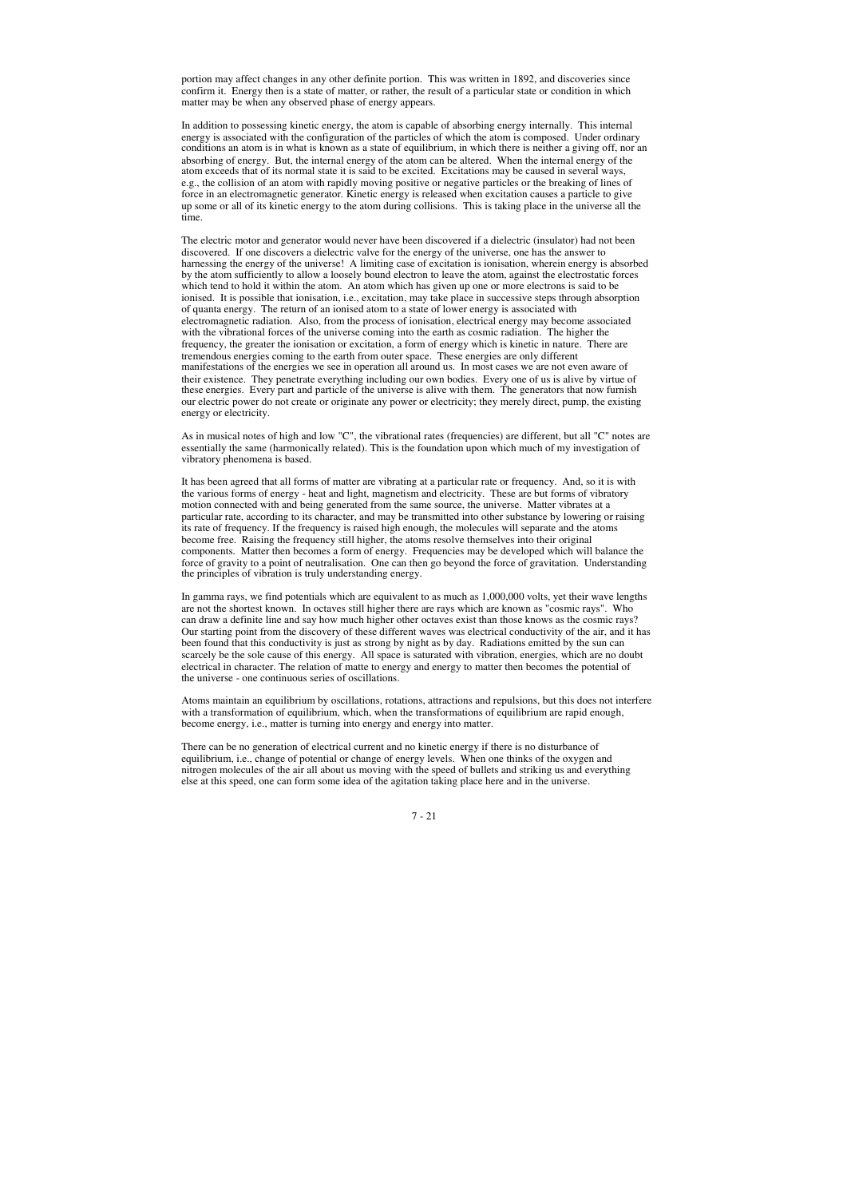portion may affect changes in any other definite portion. This was written in 1892, and discoveries since confirm it. Energy then is a state of matter, or rather, the result of a particular state or condition in which matter may be when any observed phase of energy appears.

In addition to possessing kinetic energy, the atom is capable of absorbing energy internally. This internal energy is associated with the configuration of the particles of which the atom is composed. Under ordinary conditions an atom is in what is known as a state of equilibrium, in which there is neither a giving off, nor an absorbing of energy. But, the internal energy of the atom can be altered. When the internal energy of the atom exceeds that of its normal state it is said to be excited. Excitations may be caused in several ways, e.g., the collision of an atom with rapidly moving positive or negative particles or the breaking of lines of force in an electromagnetic generator. Kinetic energy is released when excitation causes a particle to give up some or all of its kinetic energy to the atom during collisions. This is taking place in the universe all the time.

The electric motor and generator would never have been discovered if a dielectric (insulator) had not been discovered. If one discovers a dielectric valve for the energy of the universe, one has the answer to harnessing the energy of the universe! A limiting case of excitation is ionisation, wherein energy is absorbed by the atom sufficiently to allow a loosely bound electron to leave the atom, against the electrostatic forces which tend to hold it within the atom. An atom which has given up one or more electrons is said to be ionised. It is possible that ionisation, i.e., excitation, may take place in successive steps through absorption of quanta energy. The return of an ionised atom to a state of lower energy is associated with electromagnetic radiation. Also, from the process of ionisation, electrical energy may become associated with the vibrational forces of the universe coming into the earth as cosmic radiation. The higher the frequency, the greater the ionisation or excitation, a form of energy which is kinetic in nature. There are tremendous energies coming to the earth from outer space. These energies are only different manifestations of the energies we see in operation all around us. In most cases we are not even aware of their existence. They penetrate everything including our own bodies. Every one of us is alive by virtue of these energies. Every part and particle of the universe is alive with them. The generators that now furnish our electric power do not create or originate any power or electricity; they merely direct, pump, the existing energy or electricity.

As in musical notes of high and low "C", the vibrational rates (frequencies) are different, but all "C" notes are essentially the same (harmonically related). This is the foundation upon which much of my investigation of vibratory phenomena is based.

It has been agreed that all forms of matter are vibrating at a particular rate or frequency. And, so it is with the various forms of energy - heat and light, magnetism and electricity. These are but forms of vibratory motion connected with and being generated from the same source, the universe. Matter vibrates at a particular rate, according to its character, and may be transmitted into other substance by lowering or raising its rate of frequency. If the frequency is raised high enough, the molecules will separate and the atoms become free. Raising the frequency still higher, the atoms resolve themselves into their original components. Matter then becomes a form of energy. Frequencies may be developed which will balance the force of gravity to a point of neutralisation. One can then go beyond the force of gravitation. Understanding the principles of vibration is truly understanding energy.

In gamma rays, we find potentials which are equivalent to as much as 1,000,000 volts, yet their wave lengths are not the shortest known. In octaves still higher there are rays which are known as "cosmic rays". Who can draw a definite line and say how much higher other octaves exist than those knows as the cosmic rays? Our starting point from the discovery of these different waves was electrical conductivity of the air, and it has been found that this conductivity is just as strong by night as by day. Radiations emitted by the sun can scarcely be the sole cause of this energy. All space is saturated with vibration, energies, which are no doubt electrical in character. The relation of matte to energy and energy to matter then becomes the potential of the universe - one continuous series of oscillations.

Atoms maintain an equilibrium by oscillations, rotations, attractions and repulsions, but this does not interfere with a transformation of equilibrium, which, when the transformations of equilibrium are rapid enough, become energy, i.e., matter is turning into energy and energy into matter.

There can be no generation of electrical current and no kinetic energy if there is no disturbance of equilibrium, i.e., change of potential or change of energy levels. When one thinks of the oxygen and nitrogen molecules of the air all about us moving with the speed of bullets and striking us and everything else at this speed, one can form some idea of the agitation taking place here and in the universe.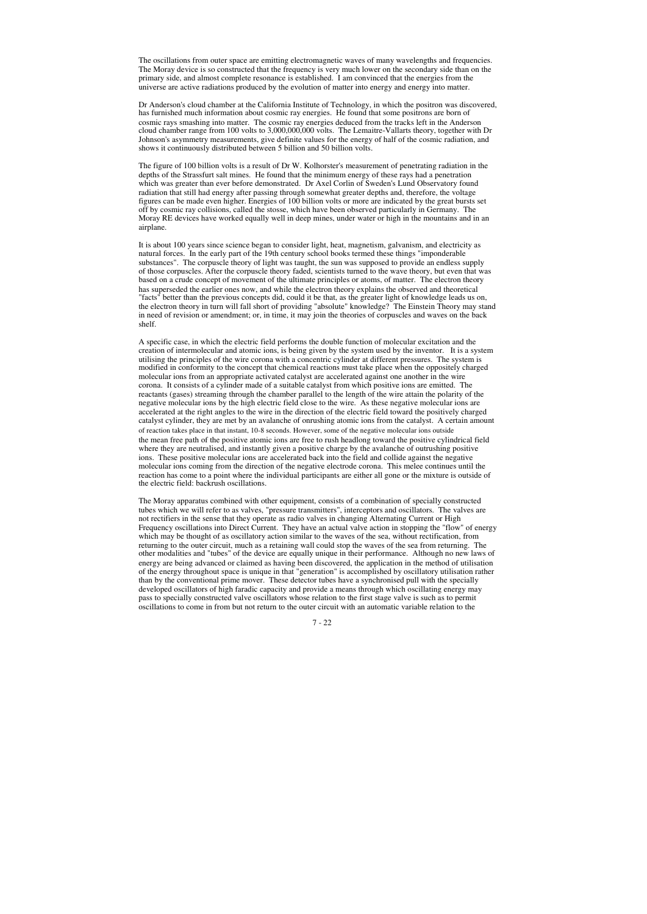The oscillations from outer space are emitting electromagnetic waves of many wavelengths and frequencies. The Moray device is so constructed that the frequency is very much lower on the secondary side than on the primary side, and almost complete resonance is established. I am convinced that the energies from the universe are active radiations produced by the evolution of matter into energy and energy into matter.

Dr Anderson's cloud chamber at the California Institute of Technology, in which the positron was discovered, has furnished much information about cosmic ray energies. He found that some positrons are born of cosmic rays smashing into matter. The cosmic ray energies deduced from the tracks left in the Anderson cloud chamber range from 100 volts to 3,000,000,000 volts. The Lemaitre-Vallarts theory, together with Dr Johnson's asymmetry measurements, give definite values for the energy of half of the cosmic radiation, and shows it continuously distributed between 5 billion and 50 billion volts.

The figure of 100 billion volts is a result of Dr W. Kolhorster's measurement of penetrating radiation in the depths of the Strassfurt salt mines. He found that the minimum energy of these rays had a penetration which was greater than ever before demonstrated. Dr Axel Corlin of Sweden's Lund Observatory found radiation that still had energy after passing through somewhat greater depths and, therefore, the voltage figures can be made even higher. Energies of 100 billion volts or more are indicated by the great bursts set off by cosmic ray collisions, called the stosse, which have been observed particularly in Germany. The Moray RE devices have worked equally well in deep mines, under water or high in the mountains and in an airplane.

It is about 100 years since science began to consider light, heat, magnetism, galvanism, and electricity as natural forces. In the early part of the 19th century school books termed these things "imponderable substances". The corpuscle theory of light was taught, the sun was supposed to provide an endless supply of those corpuscles. After the corpuscle theory faded, scientists turned to the wave theory, but even that was based on a crude concept of movement of the ultimate principles or atoms, of matter. The electron theory has superseded the earlier ones now, and while the electron theory explains the observed and theoretical "facts" better than the previous concepts did, could it be that, as the greater light of knowledge leads us on, the electron theory in turn will fall short of providing "absolute" knowledge? The Einstein Theory may stand in need of revision or amendment; or, in time, it may join the theories of corpuscles and waves on the back shelf.

A specific case, in which the electric field performs the double function of molecular excitation and the creation of intermolecular and atomic ions, is being given by the system used by the inventor. It is a system utilising the principles of the wire corona with a concentric cylinder at different pressures. The system is modified in conformity to the concept that chemical reactions must take place when the oppositely charged molecular ions from an appropriate activated catalyst are accelerated against one another in the wire corona. It consists of a cylinder made of a suitable catalyst from which positive ions are emitted. The reactants (gases) streaming through the chamber parallel to the length of the wire attain the polarity of the negative molecular ions by the high electric field close to the wire. As these negative molecular ions are accelerated at the right angles to the wire in the direction of the electric field toward the positively charged catalyst cylinder, they are met by an avalanche of onrushing atomic ions from the catalyst. A certain amount of reaction takes place in that instant, 10-8 seconds. However, some of the negative molecular ions outside the mean free path of the positive atomic ions are free to rush headlong toward the positive cylindrical field where they are neutralised, and instantly given a positive charge by the avalanche of outrushing positive ions. These positive molecular ions are accelerated back into the field and collide against the negative molecular ions coming from the direction of the negative electrode corona. This melee continues until the reaction has come to a point where the individual participants are either all gone or the mixture is outside of the electric field: backrush oscillations.

The Moray apparatus combined with other equipment, consists of a combination of specially constructed tubes which we will refer to as valves, "pressure transmitters", interceptors and oscillators. The valves are not rectifiers in the sense that they operate as radio valves in changing Alternating Current or High Frequency oscillations into Direct Current. They have an actual valve action in stopping the "flow" of energy which may be thought of as oscillatory action similar to the waves of the sea, without rectification, from returning to the outer circuit, much as a retaining wall could stop the waves of the sea from returning. The other modalities and "tubes" of the device are equally unique in their performance. Although no new laws of energy are being advanced or claimed as having been discovered, the application in the method of utilisation of the energy throughout space is unique in that "generation" is accomplished by oscillatory utilisation rather than by the conventional prime mover. These detector tubes have a synchronised pull with the specially developed oscillators of high faradic capacity and provide a means through which oscillating energy may pass to specially constructed valve oscillators whose relation to the first stage valve is such as to permit oscillations to come in from but not return to the outer circuit with an automatic variable relation to the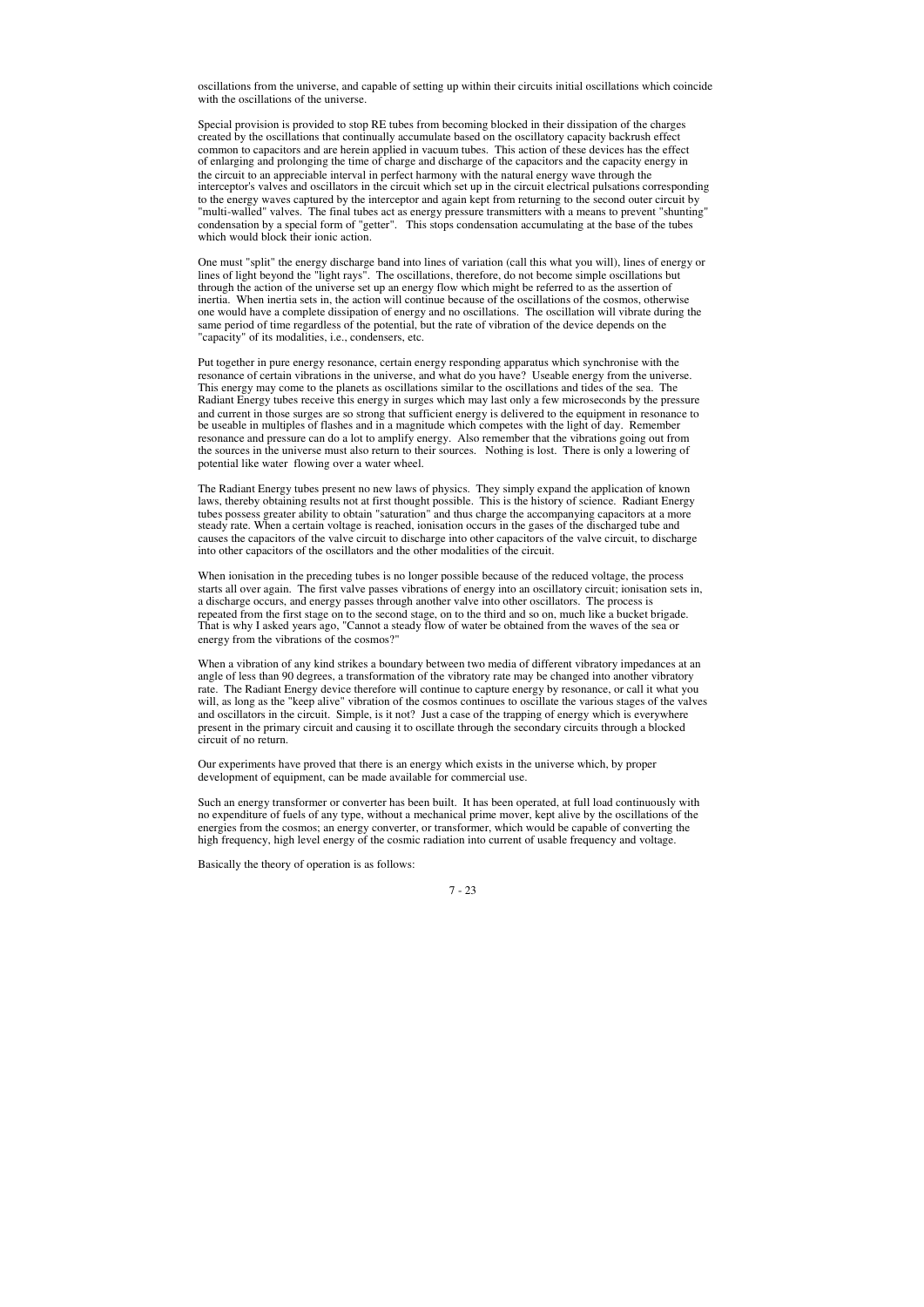oscillations from the universe, and capable of setting up within their circuits initial oscillations which coincide with the oscillations of the universe.

Special provision is provided to stop RE tubes from becoming blocked in their dissipation of the charges created by the oscillations that continually accumulate based on the oscillatory capacity backrush effect common to capacitors and are herein applied in vacuum tubes. This action of these devices has the effect of enlarging and prolonging the time of charge and discharge of the capacitors and the capacity energy in the circuit to an appreciable interval in perfect harmony with the natural energy wave through the interceptor's valves and oscillators in the circuit which set up in the circuit electrical pulsations corresponding to the energy waves captured by the interceptor and again kept from returning to the second outer circuit by "multi-walled" valves. The final tubes act as energy pressure transmitters with a means to prevent "shunting" condensation by a special form of "getter". This stops condensation accumulating at the base of the tubes which would block their ionic action.

One must "split" the energy discharge band into lines of variation (call this what you will), lines of energy or lines of light beyond the "light rays". The oscillations, therefore, do not become simple oscillations but through the action of the universe set up an energy flow which might be referred to as the assertion of inertia. When inertia sets in, the action will continue because of the oscillations of the cosmos, otherwise one would have a complete dissipation of energy and no oscillations. The oscillation will vibrate during the same period of time regardless of the potential, but the rate of vibration of the device depends on the "capacity" of its modalities, i.e., condensers, etc.

Put together in pure energy resonance, certain energy responding apparatus which synchronise with the resonance of certain vibrations in the universe, and what do you have? Useable energy from the universe. This energy may come to the planets as oscillations similar to the oscillations and tides of the sea. The Radiant Energy tubes receive this energy in surges which may last only a few microseconds by the pressure and current in those surges are so strong that sufficient energy is delivered to the equipment in resonance to be useable in multiples of flashes and in a magnitude which competes with the light of day. Remember resonance and pressure can do a lot to amplify energy. Also remember that the vibrations going out from the sources in the universe must also return to their sources. Nothing is lost. There is only a lowering of potential like water flowing over a water wheel.

The Radiant Energy tubes present no new laws of physics. They simply expand the application of known laws, thereby obtaining results not at first thought possible. This is the history of science. Radiant Energy tubes possess greater ability to obtain "saturation" and thus charge the accompanying capacitors at a more steady rate. When a certain voltage is reached, ionisation occurs in the gases of the discharged tube and causes the capacitors of the valve circuit to discharge into other capacitors of the valve circuit, to discharge into other capacitors of the oscillators and the other modalities of the circuit.

When ionisation in the preceding tubes is no longer possible because of the reduced voltage, the process starts all over again. The first valve passes vibrations of energy into an oscillatory circuit; ionisation sets in, a discharge occurs, and energy passes through another valve into other oscillators. The process is repeated from the first stage on to the second stage, on to the third and so on, much like a bucket brigade. That is why I asked years ago, "Cannot a steady flow of water be obtained from the waves of the sea or energy from the vibrations of the cosmos?"

When a vibration of any kind strikes a boundary between two media of different vibratory impedances at an angle of less than 90 degrees, a transformation of the vibratory rate may be changed into another vibratory rate. The Radiant Energy device therefore will continue to capture energy by resonance, or call it what you will, as long as the "keep alive" vibration of the cosmos continues to oscillate the various stages of the valves and oscillators in the circuit. Simple, is it not? Just a case of the trapping of energy which is everywhere present in the primary circuit and causing it to oscillate through the secondary circuits through a blocked circuit of no return.

Our experiments have proved that there is an energy which exists in the universe which, by proper development of equipment, can be made available for commercial use.

Such an energy transformer or converter has been built. It has been operated, at full load continuously with no expenditure of fuels of any type, without a mechanical prime mover, kept alive by the oscillations of the energies from the cosmos; an energy converter, or transformer, which would be capable of converting the high frequency, high level energy of the cosmic radiation into current of usable frequency and voltage.

Basically the theory of operation is as follows: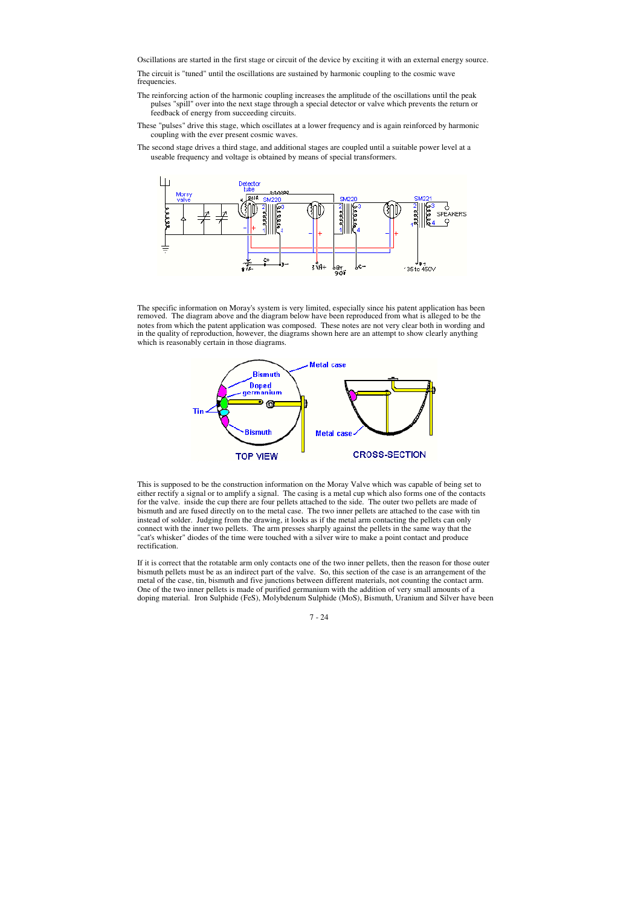Oscillations are started in the first stage or circuit of the device by exciting it with an external energy source.

The circuit is "tuned" until the oscillations are sustained by harmonic coupling to the cosmic wave frequencies.

The reinforcing action of the harmonic coupling increases the amplitude of the oscillations until the peak pulses "spill" over into the next stage through a special detector or valve which prevents the return or feedback of energy from succeeding circuits.

These "pulses" drive this stage, which oscillates at a lower frequency and is again reinforced by harmonic coupling with the ever present cosmic waves.

The second stage drives a third stage, and additional stages are coupled until a suitable power level at a useable frequency and voltage is obtained by means of special transformers.

Moray valve
Detector tube
201A
SM220
SM220
SM221
SPEAKERS
C+
C-
A-
A+
B+ 90V
B+ 135 to 450V

The specific information on Moray's system is very limited, especially since his patent application has been removed. The diagram above and the diagram below have been reproduced from what is alleged to be the notes from which the patent application was composed. These notes are not very clear both in wording and in the quality of reproduction, however, the diagrams shown here are an attempt to show clearly anything which is reasonably certain in those diagrams.

Bismuth
Doped germanium
Tin
Bismuth
Metal case
Metal case
TOP VIEW
CROSS-SECTION

This is supposed to be the construction information on the Moray Valve which was capable of being set to either rectify a signal or to amplify a signal. The casing is a metal cup which also forms one of the contacts for the valve. inside the cup there are four pellets attached to the side. The outer two pellets are made of bismuth and are fused directly on to the metal case. The two inner pellets are attached to the case with tin instead of solder. Judging from the drawing, it looks as if the metal arm contacting the pellets can only connect with the inner two pellets. The arm presses sharply against the pellets in the same way that the "cat's whisker" diodes of the time were touched with a silver wire to make a point contact and produce rectification.

If it is correct that the rotatable arm only contacts one of the two inner pellets, then the reason for those outer bismuth pellets must be as an indirect part of the valve. So, this section of the case is an arrangement of the metal of the case, tin, bismuth and five junctions between different materials, not counting the contact arm. One of the two inner pellets is made of purified germanium with the addition of very small amounts of a doping material. Iron Sulphide (FeS), Molybdenum Sulphide (MoS), Bismuth, Uranium and Silver have been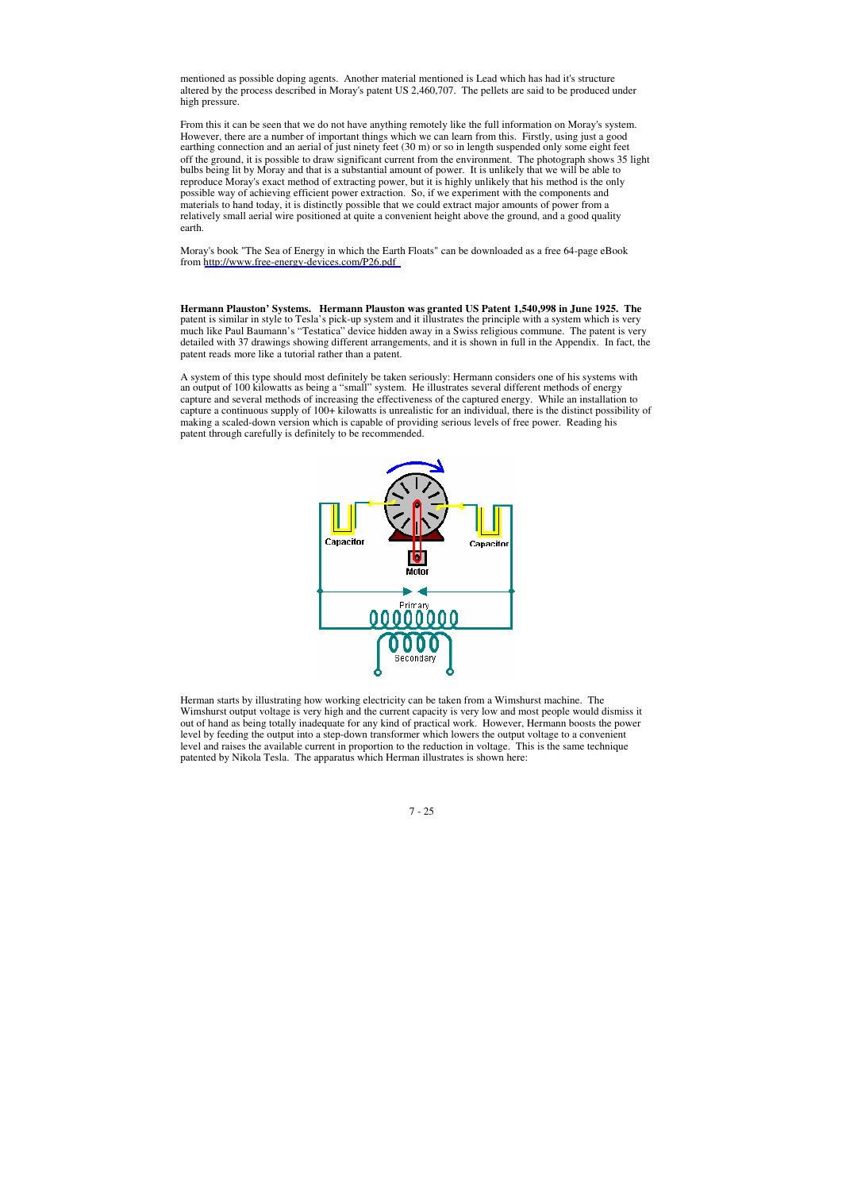mentioned as possible doping agents. Another material mentioned is Lead which has had it's structure altered by the process described in Moray's patent US 2,460,707. The pellets are said to be produced under high pressure.

From this it can be seen that we do not have anything remotely like the full information on Moray's system. However, there are a number of important things which we can learn from this. Firstly, using just a good earthing connection and an aerial of just ninety feet (30 m) or so in length suspended only some eight feet off the ground, it is possible to draw significant current from the environment. The photograph shows 35 light bulbs being lit by Moray and that is a substantial amount of power. It is unlikely that we will be able to reproduce Moray's exact method of extracting power, but it is highly unlikely that his method is the only possible way of achieving efficient power extraction. So, if we experiment with the components and materials to hand today, it is distinctly possible that we could extract major amounts of power from a relatively small aerial wire positioned at quite a convenient height above the ground, and a good quality earth.

Moray's book "The Sea of Energy in which the Earth Floats" can be downloaded as a free 64-page eBook from http://www.free-energy-devices.com/P26.pdf

**Hermann Plauston' Systems. Hermann Plauston was granted US Patent 1,540,998 in June 1925. The** patent is similar in style to Tesla's pick-up system and it illustrates the principle with a system which is very much like Paul Baumann's "Testatica" device hidden away in a Swiss religious commune. The patent is very detailed with 37 drawings showing different arrangements, and it is shown in full in the Appendix. In fact, the patent reads more like a tutorial rather than a patent.

A system of this type should most definitely be taken seriously: Hermann considers one of his systems with an output of 100 kilowatts as being a "small" system. He illustrates several different methods of energy capture and several methods of increasing the effectiveness of the captured energy. While an installation to capture a continuous supply of 100+ kilowatts is unrealistic for an individual, there is the distinct possibility of making a scaled-down version which is capable of providing serious levels of free power. Reading his patent through carefully is definitely to be recommended.

Herman starts by illustrating how working electricity can be taken from a Wimshurst machine. The Wimshurst output voltage is very high and the current capacity is very low and most people would dismiss it out of hand as being totally inadequate for any kind of practical work. However, Hermann boosts the power level by feeding the output into a step-down transformer which lowers the output voltage to a convenient level and raises the available current in proportion to the reduction in voltage. This is the same technique patented by Nikola Tesla. The apparatus which Herman illustrates is shown here: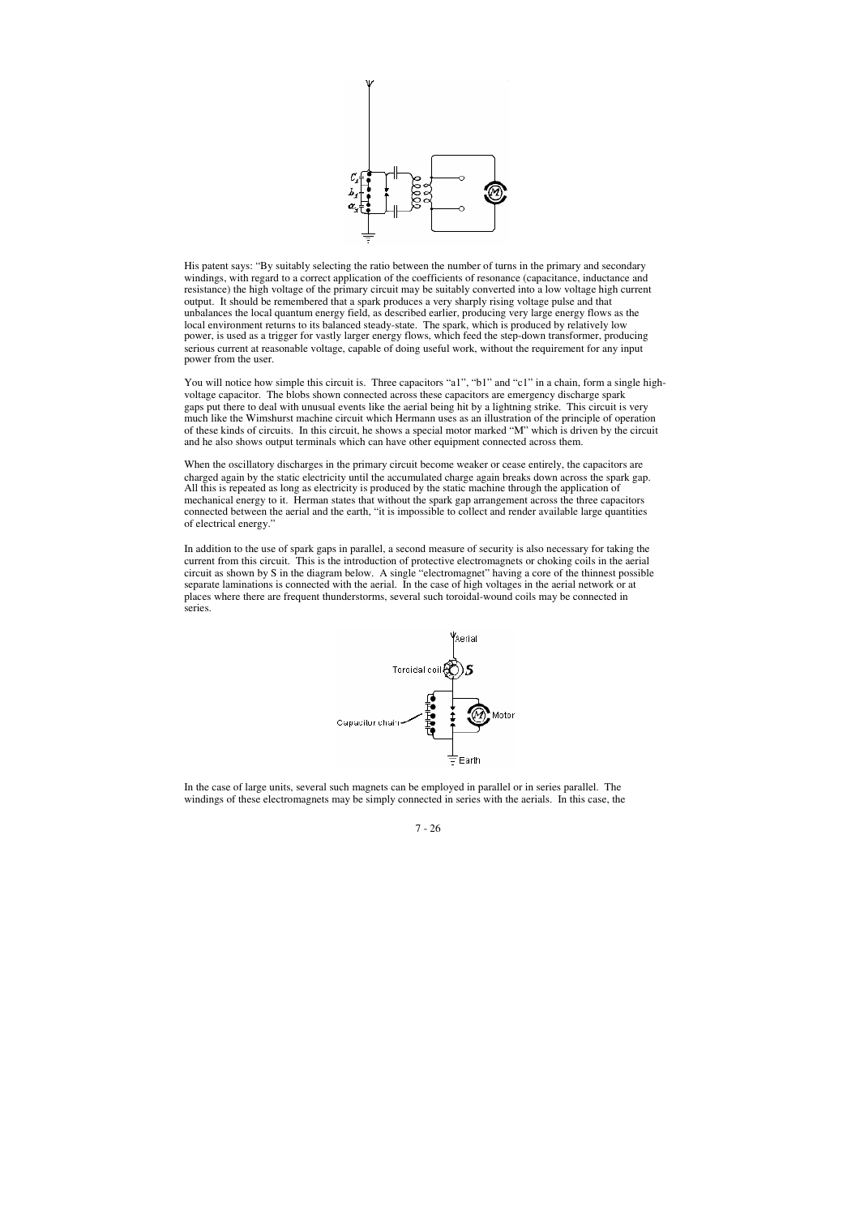His patent says: "By suitably selecting the ratio between the number of turns in the primary and secondary windings, with regard to a correct application of the coefficients of resonance (capacitance, inductance and resistance) the high voltage of the primary circuit may be suitably converted into a low voltage high current output. It should be remembered that a spark produces a very sharply rising voltage pulse and that unbalances the local quantum energy field, as described earlier, producing very large energy flows as the local environment returns to its balanced steady-state. The spark, which is produced by relatively low power, is used as a trigger for vastly larger energy flows, which feed the step-down transformer, producing serious current at reasonable voltage, capable of doing useful work, without the requirement for any input power from the user.

You will notice how simple this circuit is. Three capacitors "a1", "b1" and "c1" in a chain, form a single high-voltage capacitor. The blobs shown connected across these capacitors are emergency discharge spark gaps put there to deal with unusual events like the aerial being hit by a lightning strike. This circuit is very much like the Wimshurst machine circuit which Hermann uses as an illustration of the principle of operation of these kinds of circuits. In this circuit, he shows a special motor marked "M" which is driven by the circuit and he also shows output terminals which can have other equipment connected across them.

When the oscillatory discharges in the primary circuit become weaker or cease entirely, the capacitors are charged again by the static electricity until the accumulated charge again breaks down across the spark gap. All this is repeated as long as electricity is produced by the static machine through the application of mechanical energy to it. Herman states that without the spark gap arrangement across the three capacitors connected between the aerial and the earth, "it is impossible to collect and render available large quantities of electrical energy."

In addition to the use of spark gaps in parallel, a second measure of security is also necessary for taking the current from this circuit. This is the introduction of protective electromagnets or choking coils in the aerial circuit as shown by S in the diagram below. A single "electromagnet" having a core of the thinnest possible separate laminations is connected with the aerial. In the case of high voltages in the aerial network or at places where there are frequent thunderstorms, several such toroidal-wound coils may be connected in series.

Aerial

Toroidal coil S

Capacitor chain

Motor

Earth

In the case of large units, several such magnets can be employed in parallel or in series parallel. The windings of these electromagnets may be simply connected in series with the aerials. In this case, the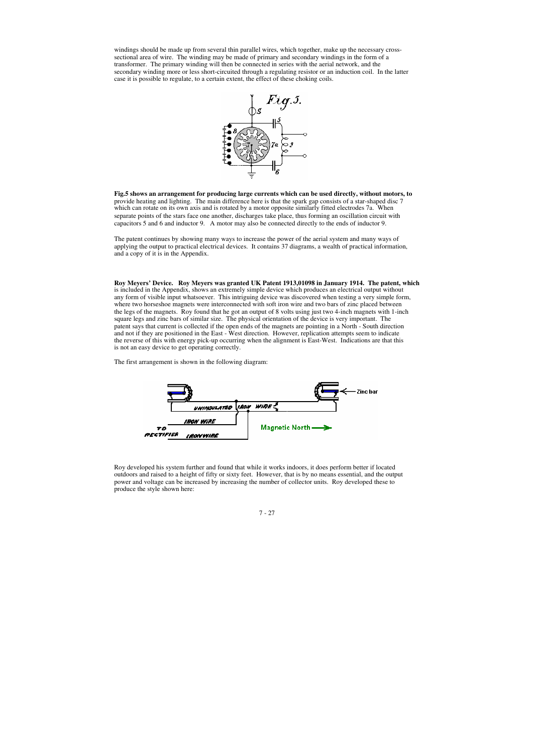windings should be made up from several thin parallel wires, which together, make up the necessary cross-sectional area of wire. The winding may be made of primary and secondary windings in the form of a transformer. The primary winding will then be connected in series with the aerial network, and the secondary winding more or less short-circuited through a regulating resistor or an induction coil. In the latter case it is possible to regulate, to a certain extent, the effect of these choking coils.

**Fig.5 shows an arrangement for producing large currents which can be used directly, without motors, to** provide heating and lighting. The main difference here is that the spark gap consists of a star-shaped disc 7 which can rotate on its own axis and is rotated by a motor opposite similarly fitted electrodes 7a. When separate points of the stars face one another, discharges take place, thus forming an oscillation circuit with capacitors 5 and 6 and inductor 9. A motor may also be connected directly to the ends of inductor 9.

The patent continues by showing many ways to increase the power of the aerial system and many ways of applying the output to practical electrical devices. It contains 37 diagrams, a wealth of practical information, and a copy of it is in the Appendix.

**Roy Meyers' Device. Roy Meyers was granted UK Patent 1913,01098 in January 1914. The patent, which** is included in the Appendix, shows an extremely simple device which produces an electrical output without any form of visible input whatsoever. This intriguing device was discovered when testing a very simple form, where two horseshoe magnets were interconnected with soft iron wire and two bars of zinc placed between the legs of the magnets. Roy found that he got an output of 8 volts using just two 4-inch magnets with 1-inch square legs and zinc bars of similar size. The physical orientation of the device is very important. The patent says that current is collected if the open ends of the magnets are pointing in a North - South direction and not if they are positioned in the East - West direction. However, replication attempts seem to indicate the reverse of this with energy pick-up occurring when the alignment is East-West. Indications are that this is not an easy device to get operating correctly.

The first arrangement is shown in the following diagram:

Roy developed his system further and found that while it works indoors, it does perform better if located outdoors and raised to a height of fifty or sixty feet. However, that is by no means essential, and the output power and voltage can be increased by increasing the number of collector units. Roy developed these to produce the style shown here: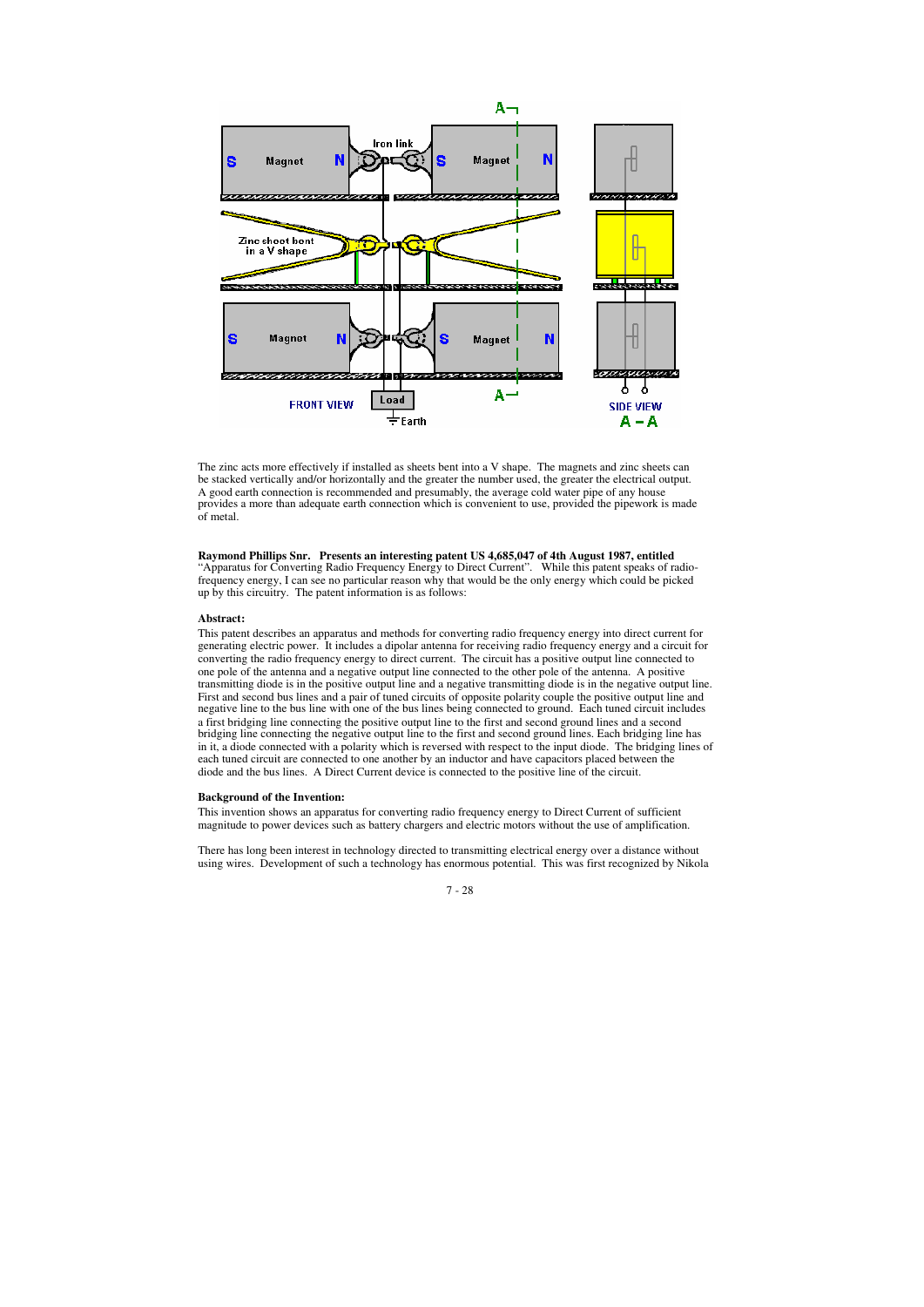A

Iron link

S Magnet N

S Magnet N

Zinc sheet bent in a V shape

S Magnet N

S Magnet N

A

FRONT VIEW

Load

Earth

SIDE VIEW

A – A

The zinc acts more effectively if installed as sheets bent into a V shape. The magnets and zinc sheets can be stacked vertically and/or horizontally and the greater the number used, the greater the electrical output. A good earth connection is recommended and presumably, the average cold water pipe of any house provides a more than adequate earth connection which is convenient to use, provided the pipework is made of metal.

**Raymond Phillips Snr. Presents an interesting patent US 4,685,047 of 4th August 1987, entitled** "Apparatus for Converting Radio Frequency Energy to Direct Current". While this patent speaks of radio-frequency energy, I can see no particular reason why that would be the only energy which could be picked up by this circuitry. The patent information is as follows:

**Abstract:**

This patent describes an apparatus and methods for converting radio frequency energy into direct current for generating electric power. It includes a dipolar antenna for receiving radio frequency energy and a circuit for converting the radio frequency energy to direct current. The circuit has a positive output line connected to one pole of the antenna and a negative output line connected to the other pole of the antenna. A positive transmitting diode is in the positive output line and a negative transmitting diode is in the negative output line. First and second bus lines and a pair of tuned circuits of opposite polarity couple the positive output line and negative line to the bus line with one of the bus lines being connected to ground. Each tuned circuit includes a first bridging line connecting the positive output line to the first and second ground lines and a second bridging line connecting the negative output line to the first and second ground lines. Each bridging line has in it, a diode connected with a polarity which is reversed with respect to the input diode. The bridging lines of each tuned circuit are connected to one another by an inductor and have capacitors placed between the diode and the bus lines. A Direct Current device is connected to the positive line of the circuit.

**Background of the Invention:**

This invention shows an apparatus for converting radio frequency energy to Direct Current of sufficient magnitude to power devices such as battery chargers and electric motors without the use of amplification.

There has long been interest in technology directed to transmitting electrical energy over a distance without using wires. Development of such a technology has enormous potential. This was first recognized by Nikola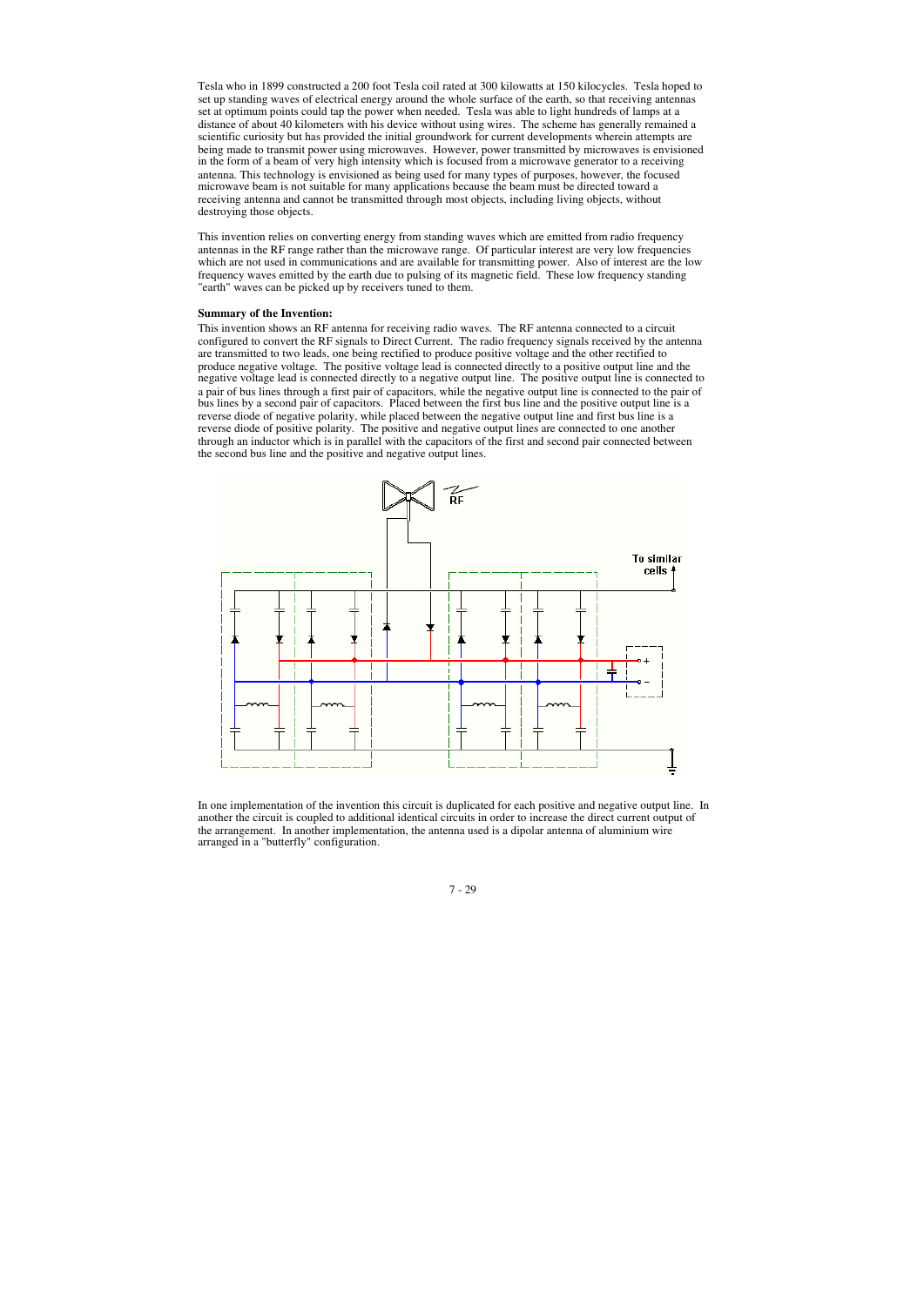Tesla who in 1899 constructed a 200 foot Tesla coil rated at 300 kilowatts at 150 kilocycles. Tesla hoped to set up standing waves of electrical energy around the whole surface of the earth, so that receiving antennas set at optimum points could tap the power when needed. Tesla was able to light hundreds of lamps at a distance of about 40 kilometers with his device without using wires. The scheme has generally remained a scientific curiosity but has provided the initial groundwork for current developments wherein attempts are being made to transmit power using microwaves. However, power transmitted by microwaves is envisioned in the form of a beam of very high intensity which is focused from a microwave generator to a receiving antenna. This technology is envisioned as being used for many types of purposes, however, the focused microwave beam is not suitable for many applications because the beam must be directed toward a receiving antenna and cannot be transmitted through most objects, including living objects, without destroying those objects.

This invention relies on converting energy from standing waves which are emitted from radio frequency antennas in the RF range rather than the microwave range. Of particular interest are very low frequencies which are not used in communications and are available for transmitting power. Also of interest are the low frequency waves emitted by the earth due to pulsing of its magnetic field. These low frequency standing "earth" waves can be picked up by receivers tuned to them.

**Summary of the Invention:**

This invention shows an RF antenna for receiving radio waves. The RF antenna connected to a circuit configured to convert the RF signals to Direct Current. The radio frequency signals received by the antenna are transmitted to two leads, one being rectified to produce positive voltage and the other rectified to produce negative voltage. The positive voltage lead is connected directly to a positive output line and the negative voltage lead is connected directly to a negative output line. The positive output line is connected to a pair of bus lines through a first pair of capacitors, while the negative output line is connected to the pair of bus lines by a second pair of capacitors. Placed between the first bus line and the positive output line is a reverse diode of negative polarity, while placed between the negative output line and first bus line is a reverse diode of positive polarity. The positive and negative output lines are connected to one another through an inductor which is in parallel with the capacitors of the first and second pair connected between the second bus line and the positive and negative output lines.

In one implementation of the invention this circuit is duplicated for each positive and negative output line. In another the circuit is coupled to additional identical circuits in order to increase the direct current output of the arrangement. In another implementation, the antenna used is a dipolar antenna of aluminium wire arranged in a "butterfly" configuration.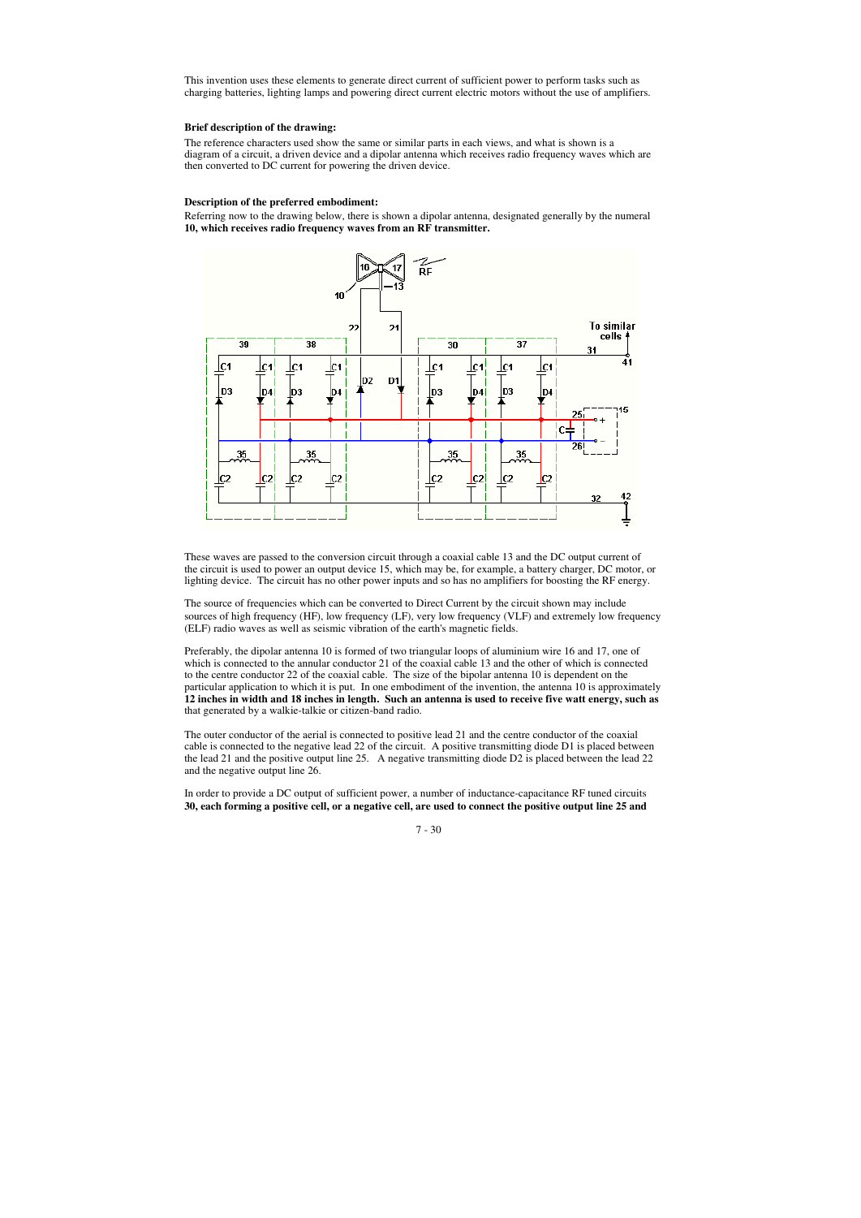This invention uses these elements to generate direct current of sufficient power to perform tasks such as charging batteries, lighting lamps and powering direct current electric motors without the use of amplifiers.

**Brief description of the drawing:**

The reference characters used show the same or similar parts in each views, and what is shown is a diagram of a circuit, a driven device and a dipolar antenna which receives radio frequency waves which are then converted to DC current for powering the driven device.

**Description of the preferred embodiment:**

Referring now to the drawing below, there is shown a dipolar antenna, designated generally by the numeral **10, which receives radio frequency waves from an RF transmitter.**

These waves are passed to the conversion circuit through a coaxial cable 13 and the DC output current of the circuit is used to power an output device 15, which may be, for example, a battery charger, DC motor, or lighting device. The circuit has no other power inputs and so has no amplifiers for boosting the RF energy.

The source of frequencies which can be converted to Direct Current by the circuit shown may include sources of high frequency (HF), low frequency (LF), very low frequency (VLF) and extremely low frequency (ELF) radio waves as well as seismic vibration of the earth's magnetic fields.

Preferably, the dipolar antenna 10 is formed of two triangular loops of aluminium wire 16 and 17, one of which is connected to the annular conductor 21 of the coaxial cable 13 and the other of which is connected to the centre conductor 22 of the coaxial cable. The size of the bipolar antenna 10 is dependent on the particular application to which it is put. In one embodiment of the invention, the antenna 10 is approximately **12 inches in width and 18 inches in length. Such an antenna is used to receive five watt energy, such as** that generated by a walkie-talkie or citizen-band radio.

The outer conductor of the aerial is connected to positive lead 21 and the centre conductor of the coaxial cable is connected to the negative lead 22 of the circuit. A positive transmitting diode D1 is placed between the lead 21 and the positive output line 25. A negative transmitting diode D2 is placed between the lead 22 and the negative output line 26.

In order to provide a DC output of sufficient power, a number of inductance-capacitance RF tuned circuits **30, each forming a positive cell, or a negative cell, are used to connect the positive output line 25 and**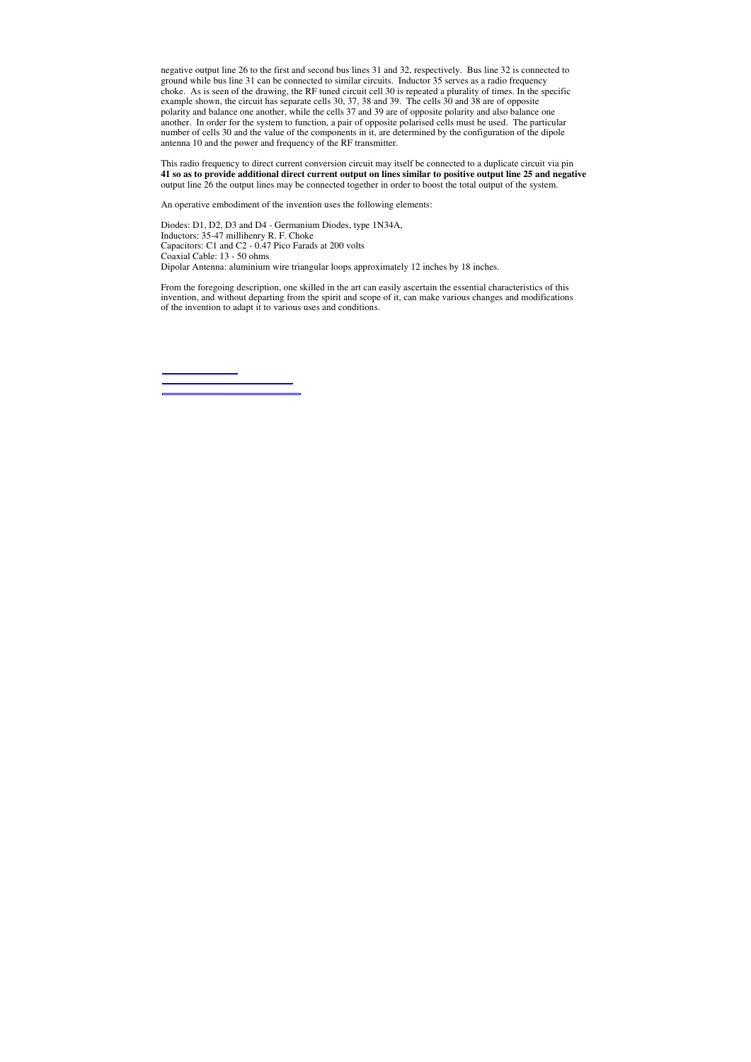negative output line 26 to the first and second bus lines 31 and 32, respectively. Bus line 32 is connected to ground while bus line 31 can be connected to similar circuits. Inductor 35 serves as a radio frequency choke. As is seen of the drawing, the RF tuned circuit cell 30 is repeated a plurality of times. In the specific example shown, the circuit has separate cells 30, 37, 38 and 39. The cells 30 and 38 are of opposite polarity and balance one another, while the cells 37 and 39 are of opposite polarity and also balance one another. In order for the system to function, a pair of opposite polarised cells must be used. The particular number of cells 30 and the value of the components in it, are determined by the configuration of the dipole antenna 10 and the power and frequency of the RF transmitter.

This radio frequency to direct current conversion circuit may itself be connected to a duplicate circuit via pin **41 so as to provide additional direct current output on lines similar to positive output line 25 and negative** output line 26 the output lines may be connected together in order to boost the total output of the system.

An operative embodiment of the invention uses the following elements:

Diodes: D1, D2, D3 and D4 - Germanium Diodes, type 1N34A,
Inductors: 35-47 millihenry R. F. Choke
Capacitors: C1 and C2 - 0.47 Pico Farads at 200 volts
Coaxial Cable: 13 - 50 ohms
Dipolar Antenna: aluminium wire triangular loops approximately 12 inches by 18 inches.

From the foregoing description, one skilled in the art can easily ascertain the essential characteristics of this invention, and without departing from the spirit and scope of it, can make various changes and modifications of the invention to adapt it to various uses and conditions.